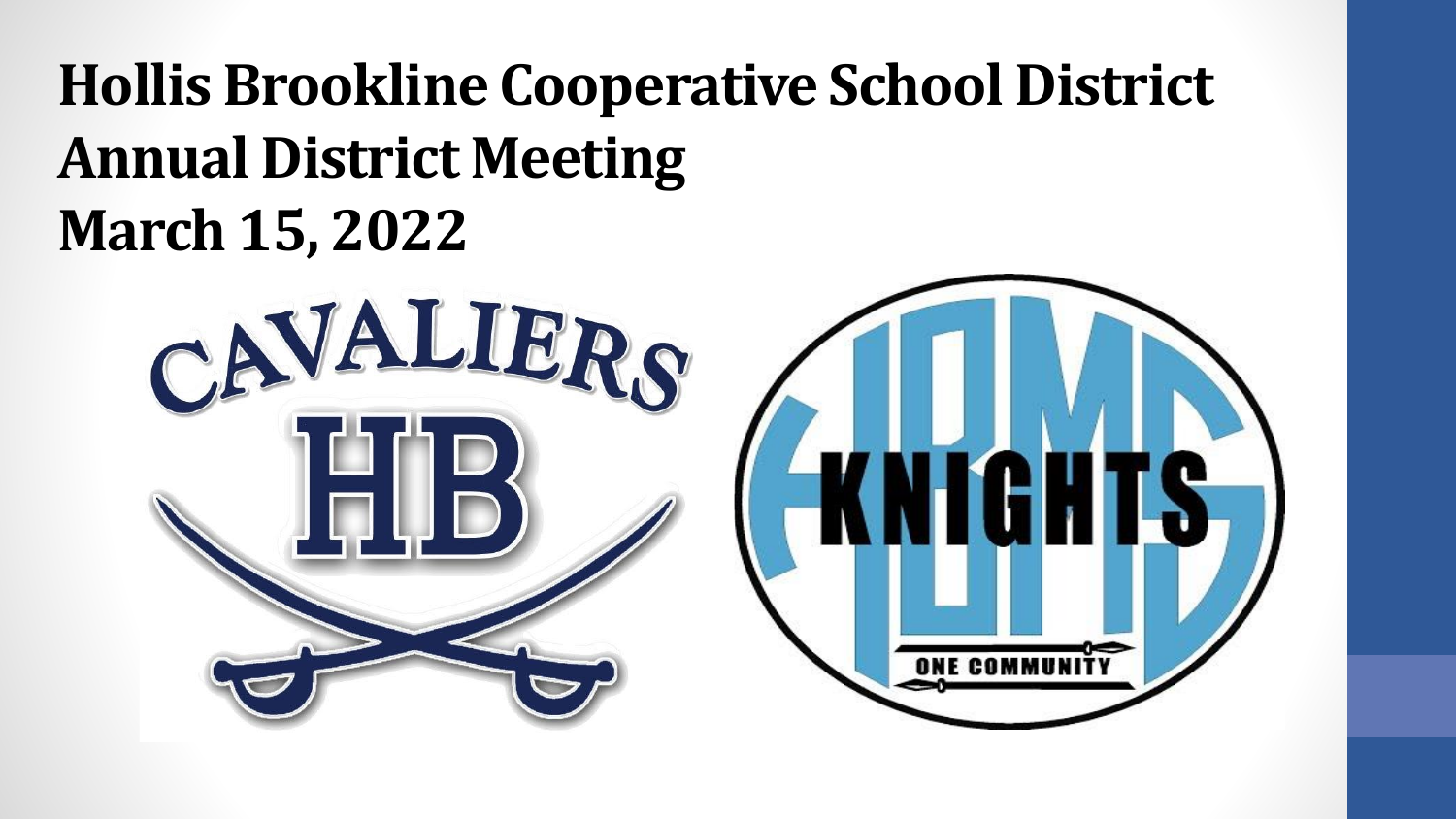# Hollis Brookline Cooperative School District
# Annual District Meeting
# March 15, 2022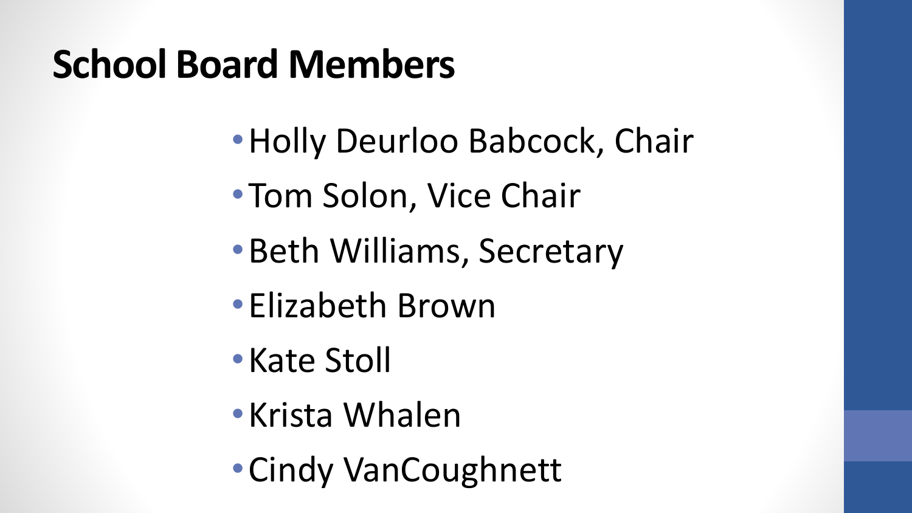# School Board Members

- Holly Deurloo Babcock, Chair
- Tom Solon, Vice Chair
- Beth Williams, Secretary
- Elizabeth Brown
- Kate Stoll
- Krista Whalen
- Cindy VanCoughnett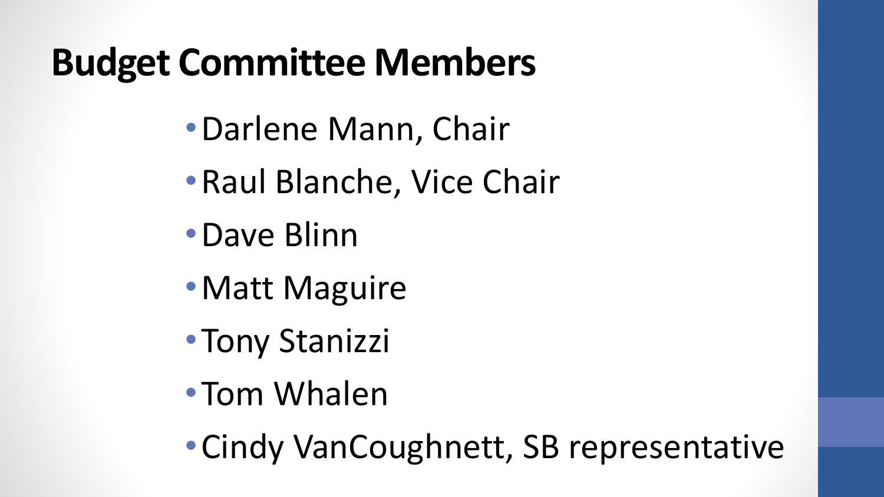# Budget Committee Members

- Darlene Mann, Chair
- Raul Blanche, Vice Chair
- Dave Blinn
- Matt Maguire
- Tony Stanizzi
- Tom Whalen
- Cindy VanCoughnett, SB representative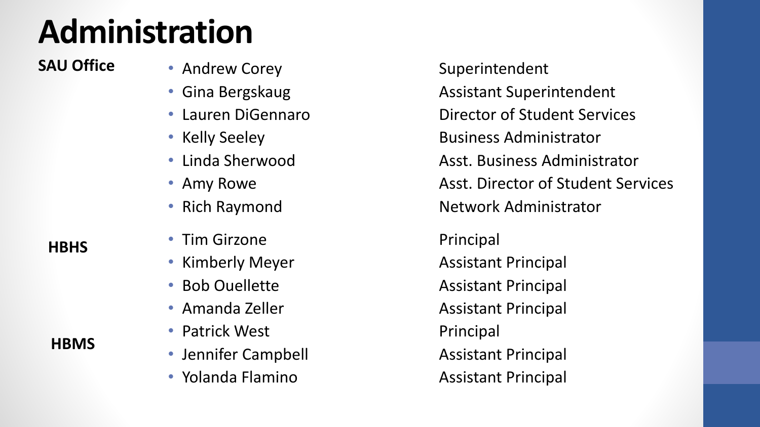# Administration

| | Name | Title |
|---|---|---|
| **SAU Office** | Andrew Corey | Superintendent |
| | Gina Bergskaug | Assistant Superintendent |
| | Lauren DiGennaro | Director of Student Services |
| | Kelly Seeley | Business Administrator |
| | Linda Sherwood | Asst. Business Administrator |
| | Amy Rowe | Asst. Director of Student Services |
| | Rich Raymond | Network Administrator |
| **HBHS** | Tim Girzone | Principal |
| | Kimberly Meyer | Assistant Principal |
| | Bob Ouellette | Assistant Principal |
| | Amanda Zeller | Assistant Principal |
| **HBMS** | Patrick West | Principal |
| | Jennifer Campbell | Assistant Principal |
| | Yolanda Flamino | Assistant Principal |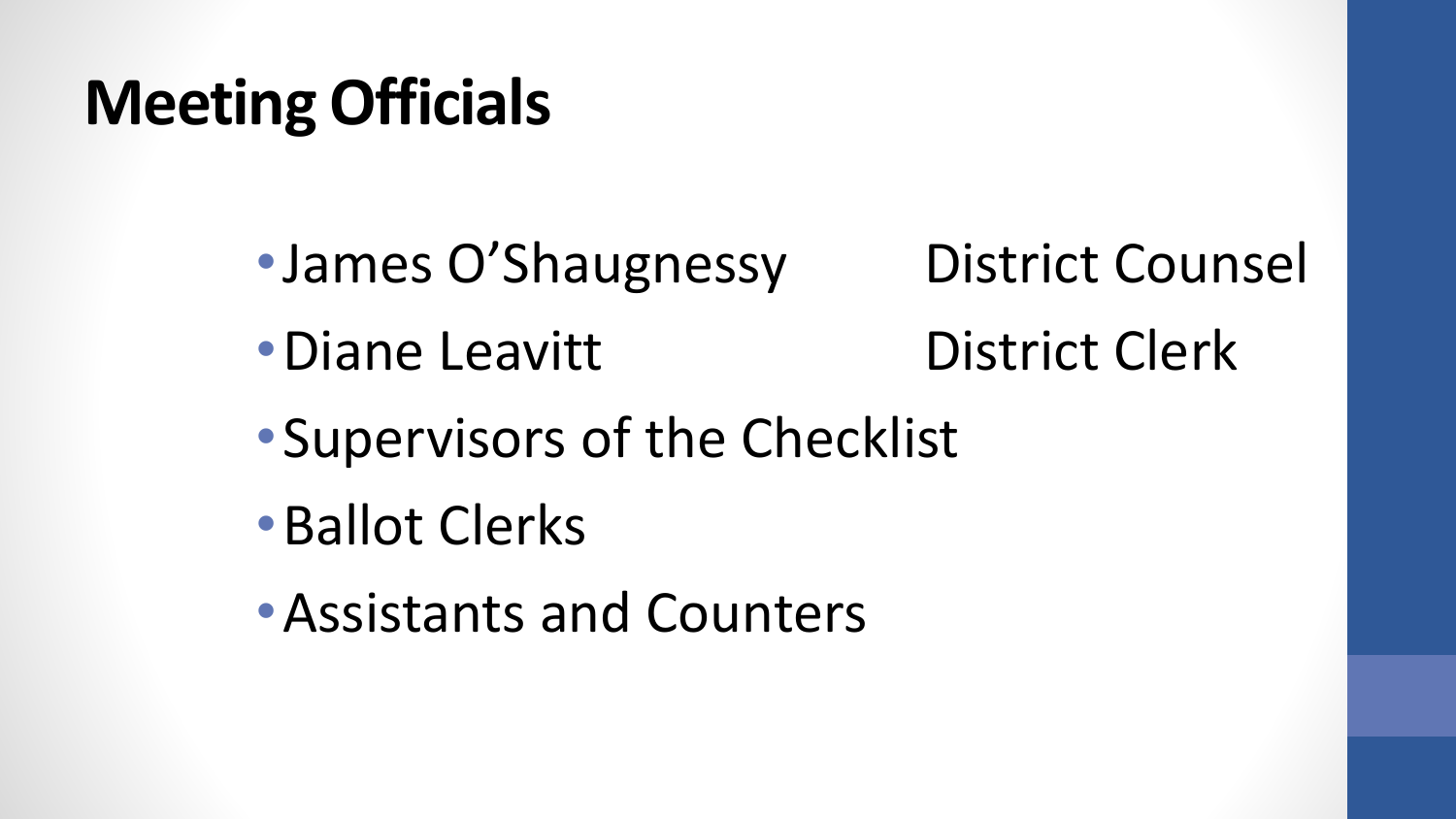# Meeting Officials

- James O'Shaugnessy — District Counsel
- Diane Leavitt — District Clerk
- Supervisors of the Checklist
- Ballot Clerks
- Assistants and Counters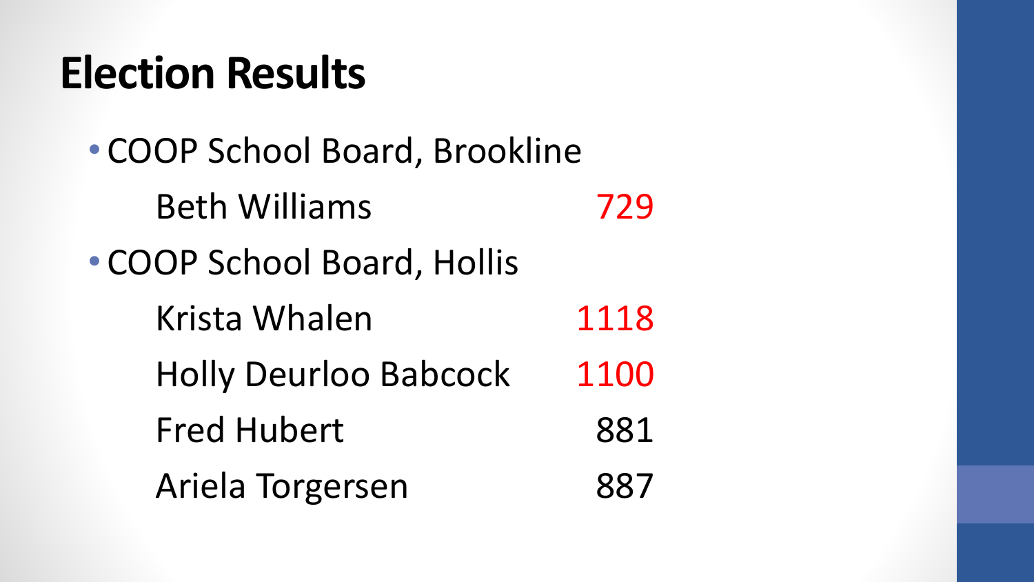# Election Results

- COOP School Board, Brookline

  Beth Williams 729

- COOP School Board, Hollis

  Krista Whalen 1118

  Holly Deurloo Babcock 1100

  Fred Hubert 881

  Ariela Torgersen 887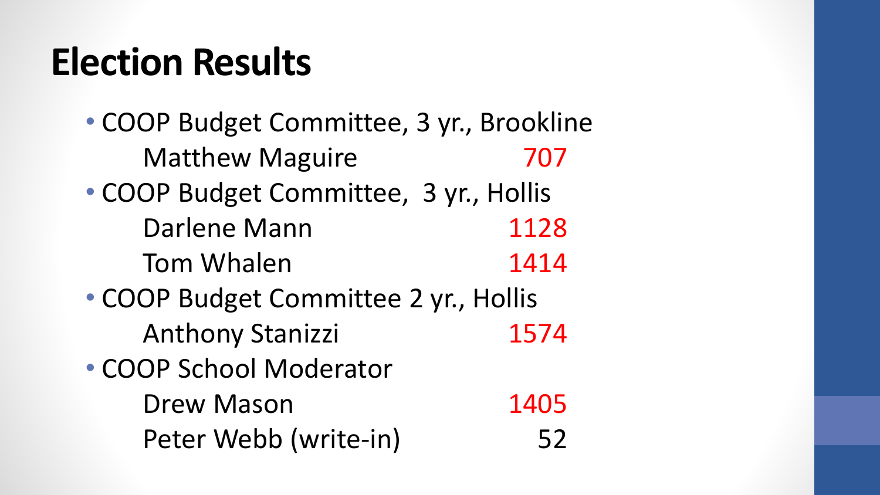# Election Results

- COOP Budget Committee, 3 yr., Brookline
  - Matthew Maguire 707
- COOP Budget Committee, 3 yr., Hollis
  - Darlene Mann 1128
  - Tom Whalen 1414
- COOP Budget Committee 2 yr., Hollis
  - Anthony Stanizzi 1574
- COOP School Moderator
  - Drew Mason 1405
  - Peter Webb (write-in) 52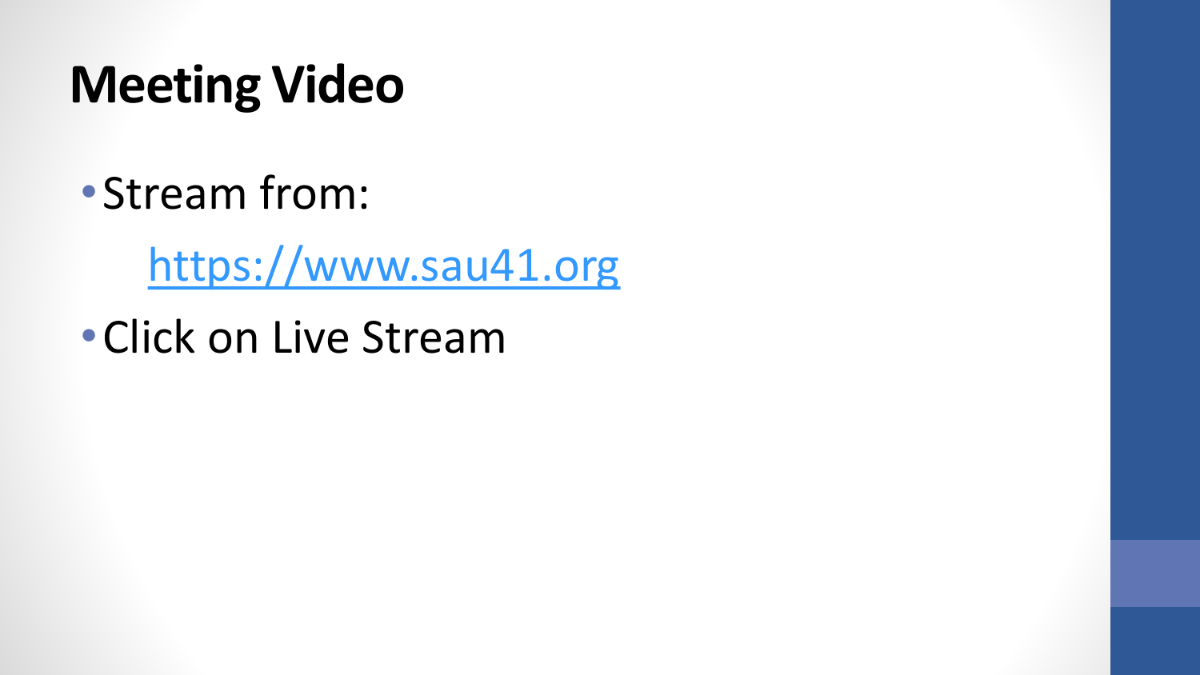# Meeting Video

- Stream from:

  [https://www.sau41.org](https://www.sau41.org)

- Click on Live Stream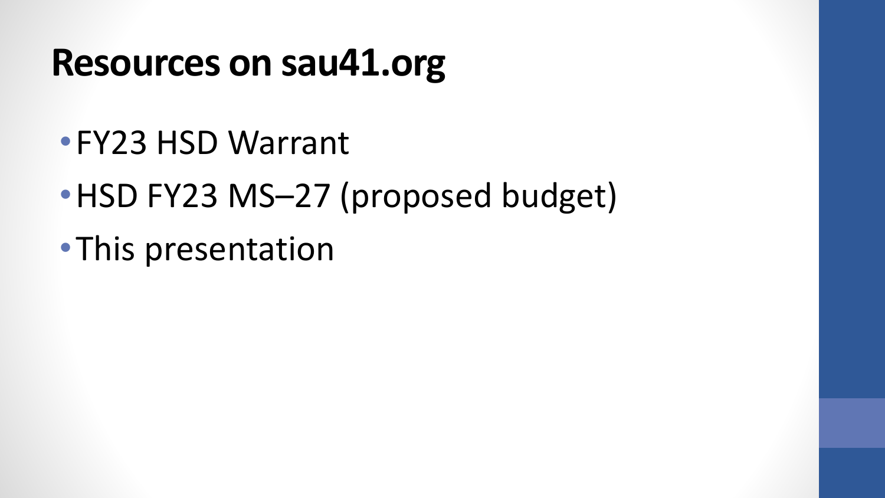# Resources on sau41.org

- FY23 HSD Warrant
- HSD FY23 MS–27 (proposed budget)
- This presentation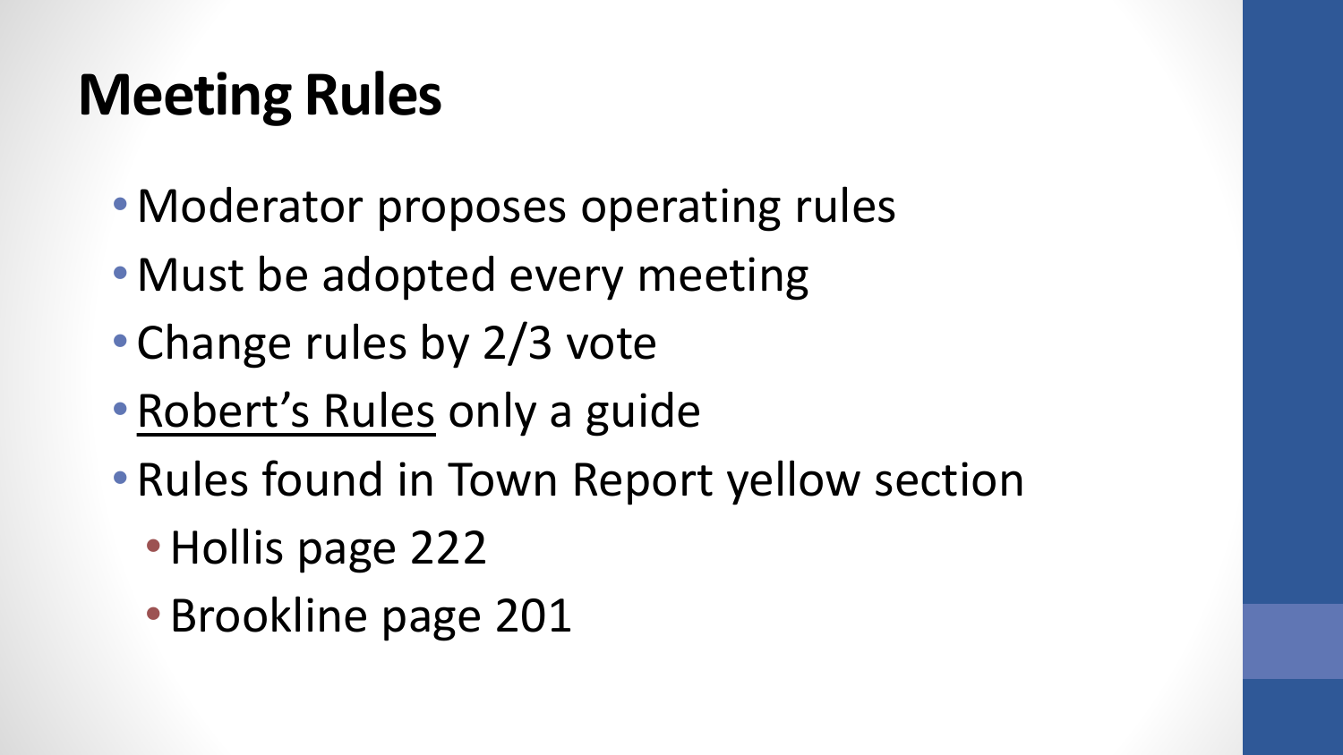# Meeting Rules

- Moderator proposes operating rules
- Must be adopted every meeting
- Change rules by 2/3 vote
- <u>Robert's Rules</u> only a guide
- Rules found in Town Report yellow section
  - Hollis page 222
  - Brookline page 201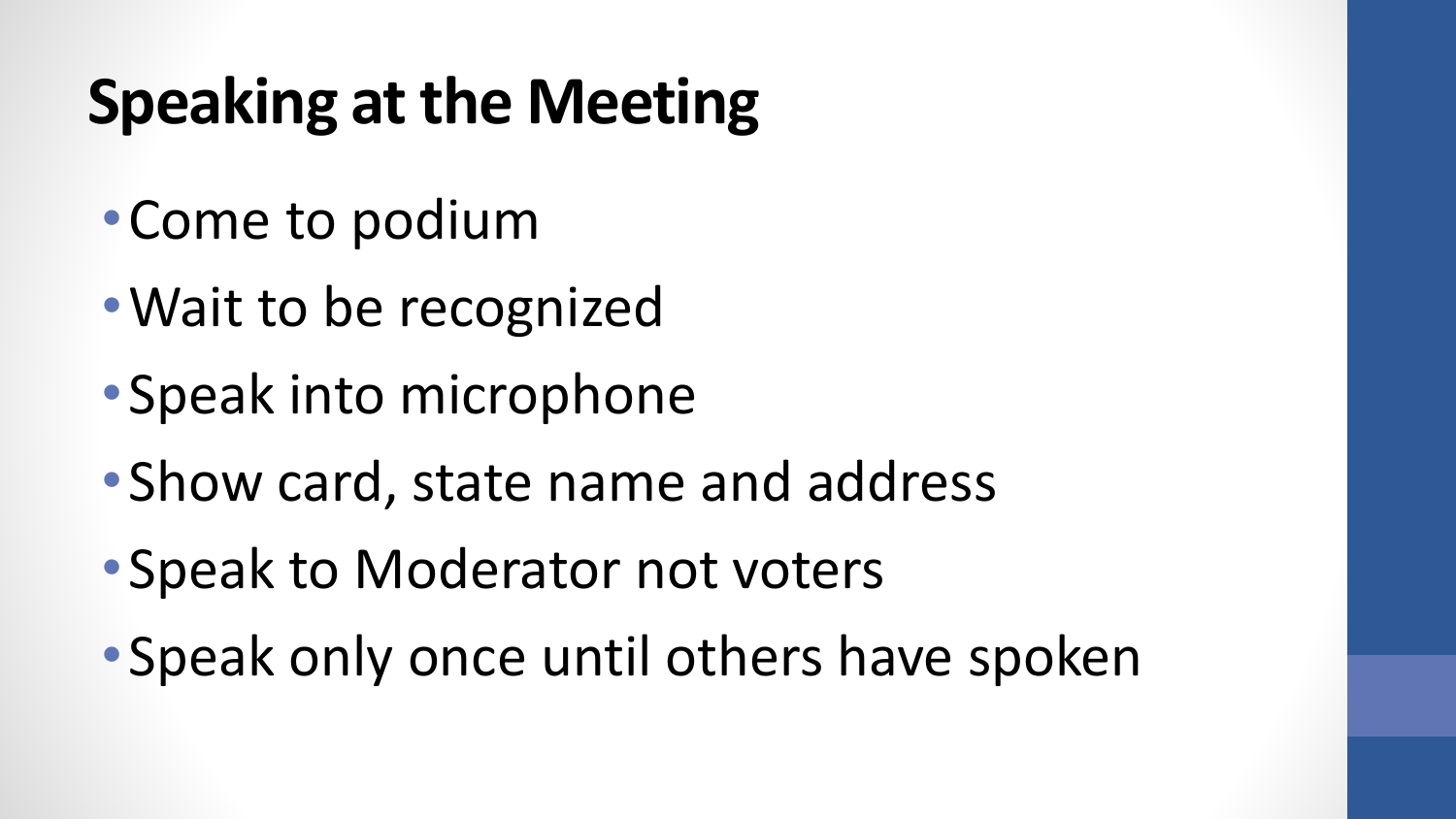# Speaking at the Meeting

- Come to podium
- Wait to be recognized
- Speak into microphone
- Show card, state name and address
- Speak to Moderator not voters
- Speak only once until others have spoken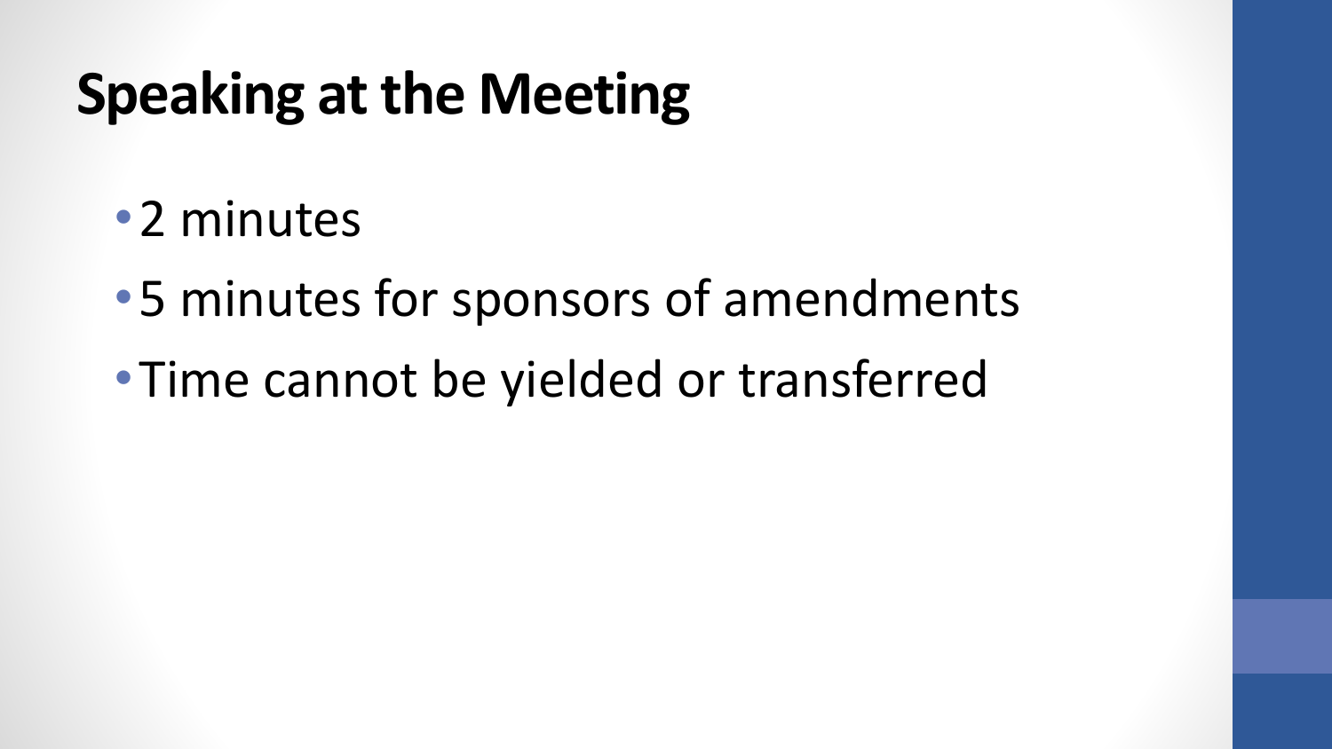# Speaking at the Meeting

- 2 minutes
- 5 minutes for sponsors of amendments
- Time cannot be yielded or transferred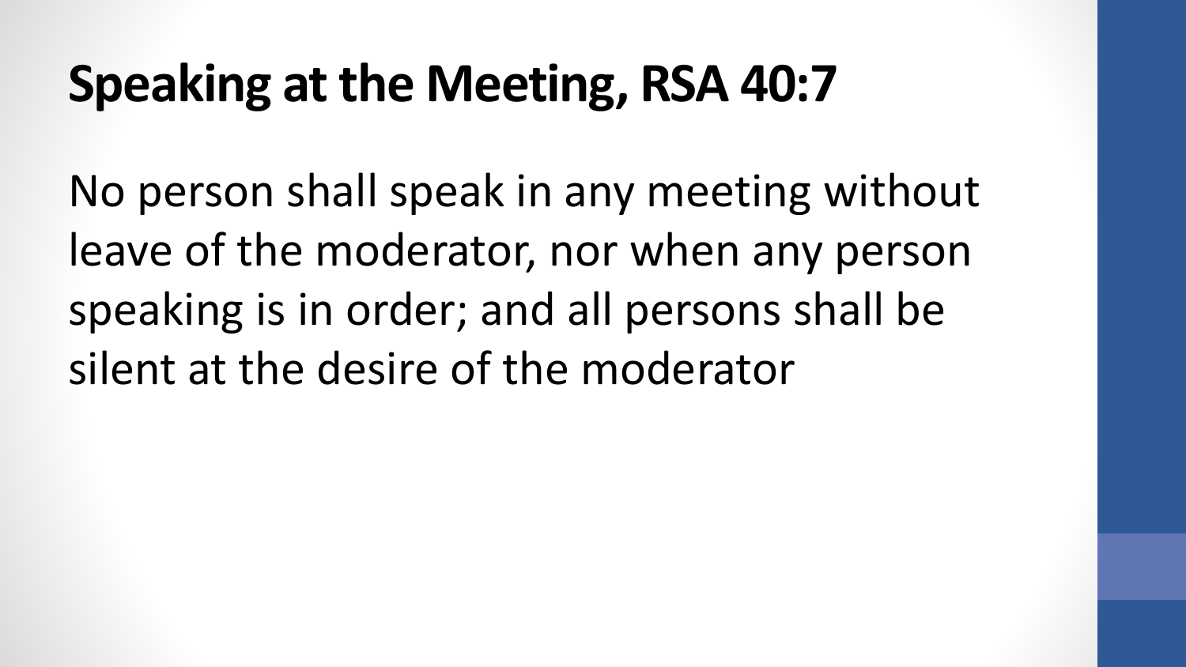# Speaking at the Meeting, RSA 40:7

No person shall speak in any meeting without leave of the moderator, nor when any person speaking is in order; and all persons shall be silent at the desire of the moderator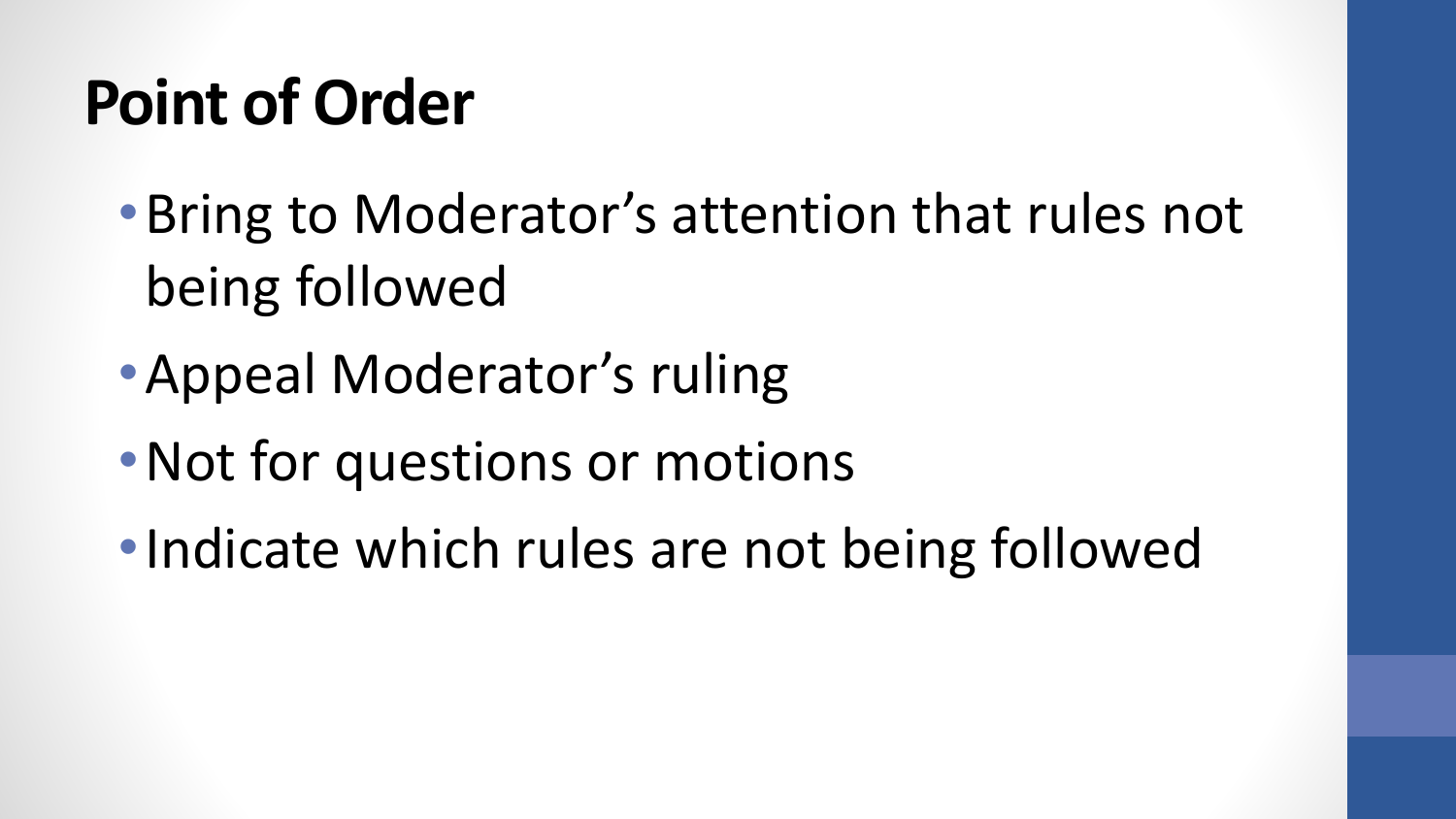# Point of Order

- Bring to Moderator’s attention that rules not being followed
- Appeal Moderator’s ruling
- Not for questions or motions
- Indicate which rules are not being followed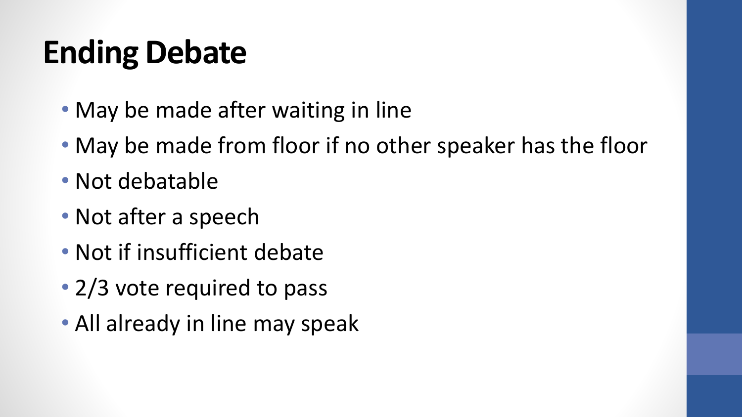# Ending Debate

- May be made after waiting in line
- May be made from floor if no other speaker has the floor
- Not debatable
- Not after a speech
- Not if insufficient debate
- 2/3 vote required to pass
- All already in line may speak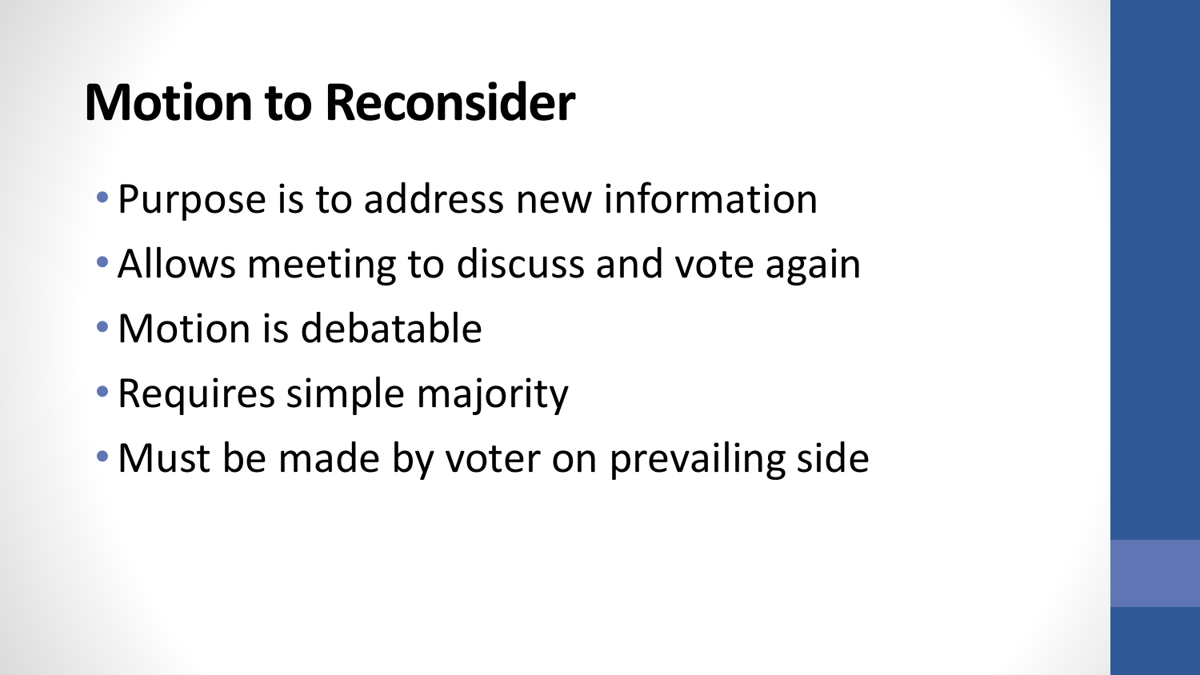# Motion to Reconsider

- Purpose is to address new information
- Allows meeting to discuss and vote again
- Motion is debatable
- Requires simple majority
- Must be made by voter on prevailing side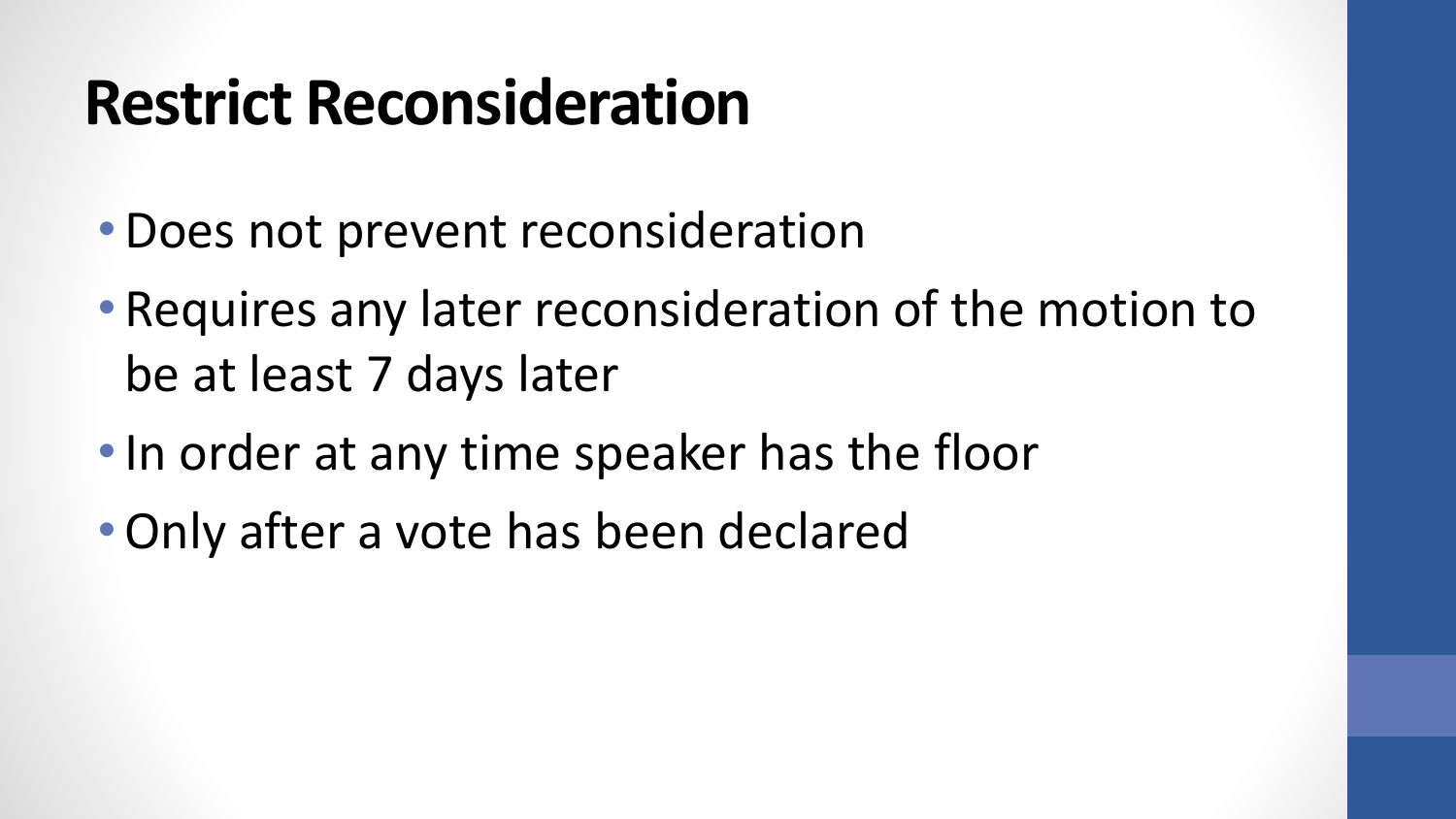# Restrict Reconsideration

- Does not prevent reconsideration
- Requires any later reconsideration of the motion to be at least 7 days later
- In order at any time speaker has the floor
- Only after a vote has been declared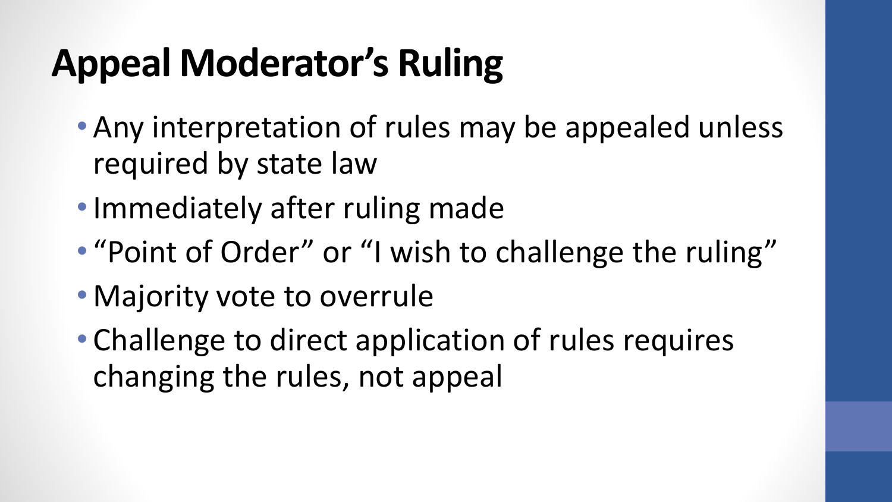# Appeal Moderator's Ruling

- Any interpretation of rules may be appealed unless required by state law
- Immediately after ruling made
- "Point of Order" or "I wish to challenge the ruling"
- Majority vote to overrule
- Challenge to direct application of rules requires changing the rules, not appeal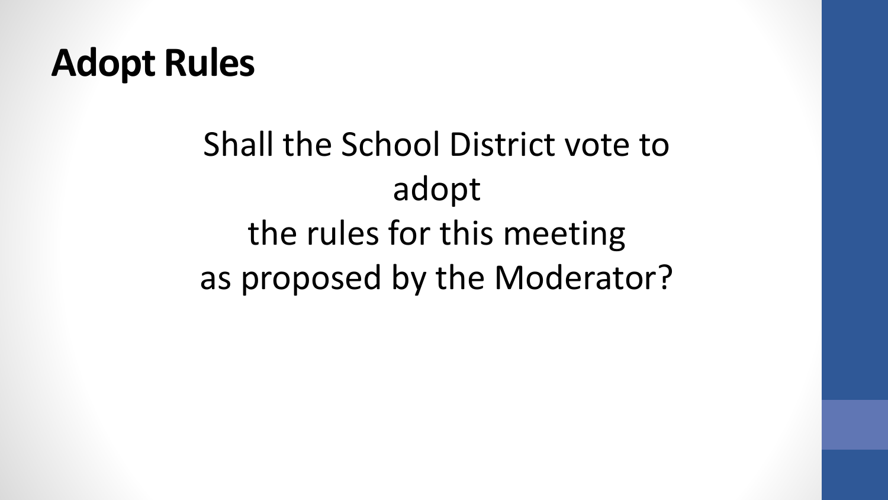# Adopt Rules

Shall the School District vote to adopt the rules for this meeting as proposed by the Moderator?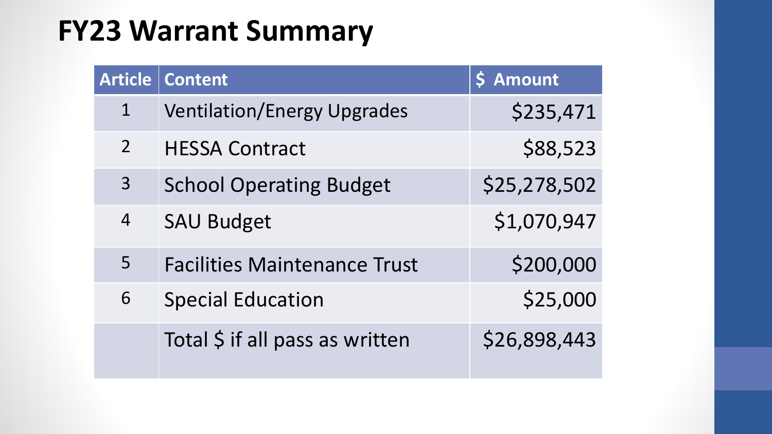# FY23 Warrant Summary

| Article | Content | $ Amount |
|---|---|---|
| 1 | Ventilation/Energy Upgrades | $235,471 |
| 2 | HESSA Contract | $88,523 |
| 3 | School Operating Budget | $25,278,502 |
| 4 | SAU Budget | $1,070,947 |
| 5 | Facilities Maintenance Trust | $200,000 |
| 6 | Special Education | $25,000 |
| | Total $ if all pass as written | $26,898,443 |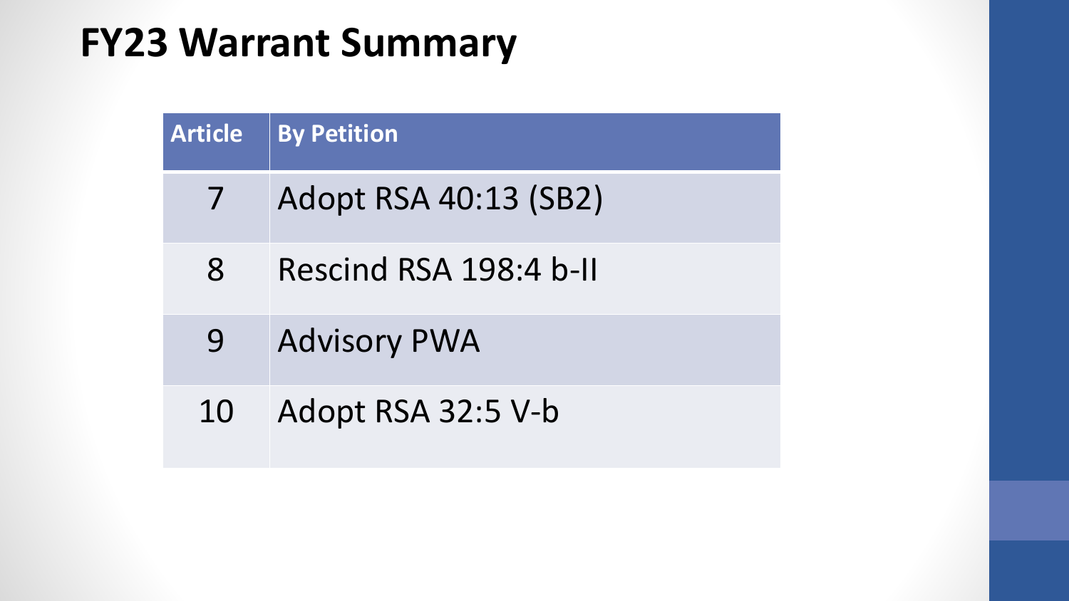# FY23 Warrant Summary

| Article | By Petition |
| --- | --- |
| 7 | Adopt RSA 40:13 (SB2) |
| 8 | Rescind RSA 198:4 b-II |
| 9 | Advisory PWA |
| 10 | Adopt RSA 32:5 V-b |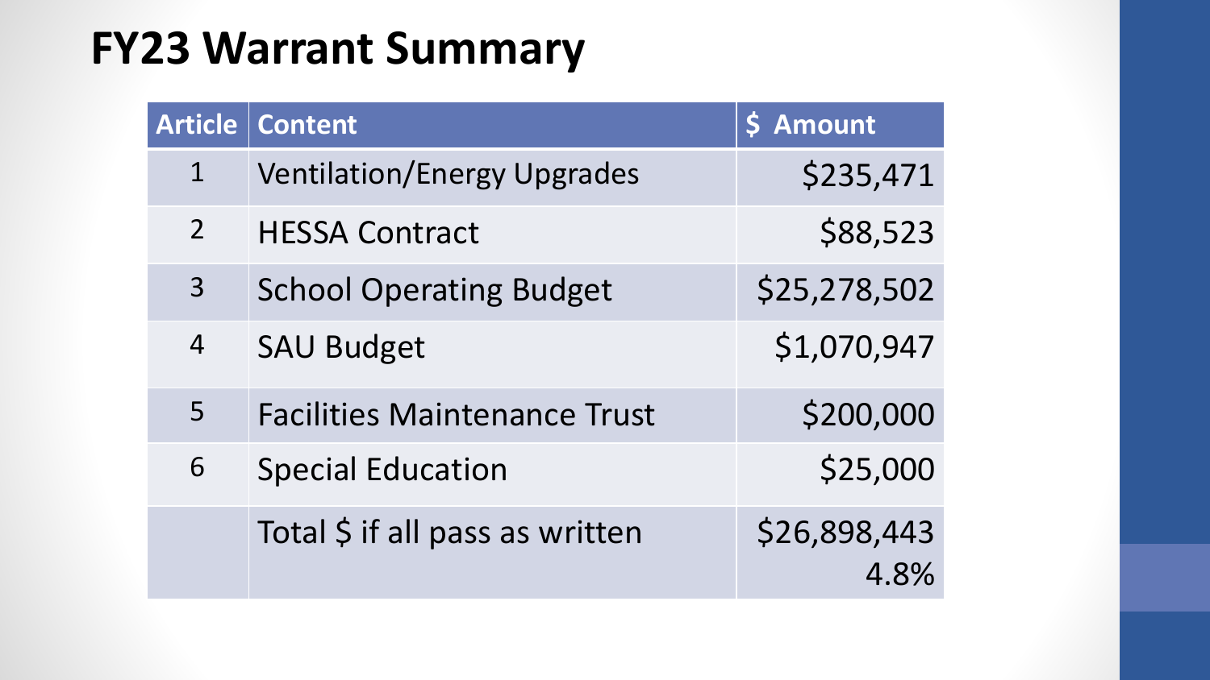# FY23 Warrant Summary

| Article | Content | $ Amount |
| --- | --- | --- |
| 1 | Ventilation/Energy Upgrades | $235,471 |
| 2 | HESSA Contract | $88,523 |
| 3 | School Operating Budget | $25,278,502 |
| 4 | SAU Budget | $1,070,947 |
| 5 | Facilities Maintenance Trust | $200,000 |
| 6 | Special Education | $25,000 |
|  | Total $ if all pass as written | $26,898,443 4.8% |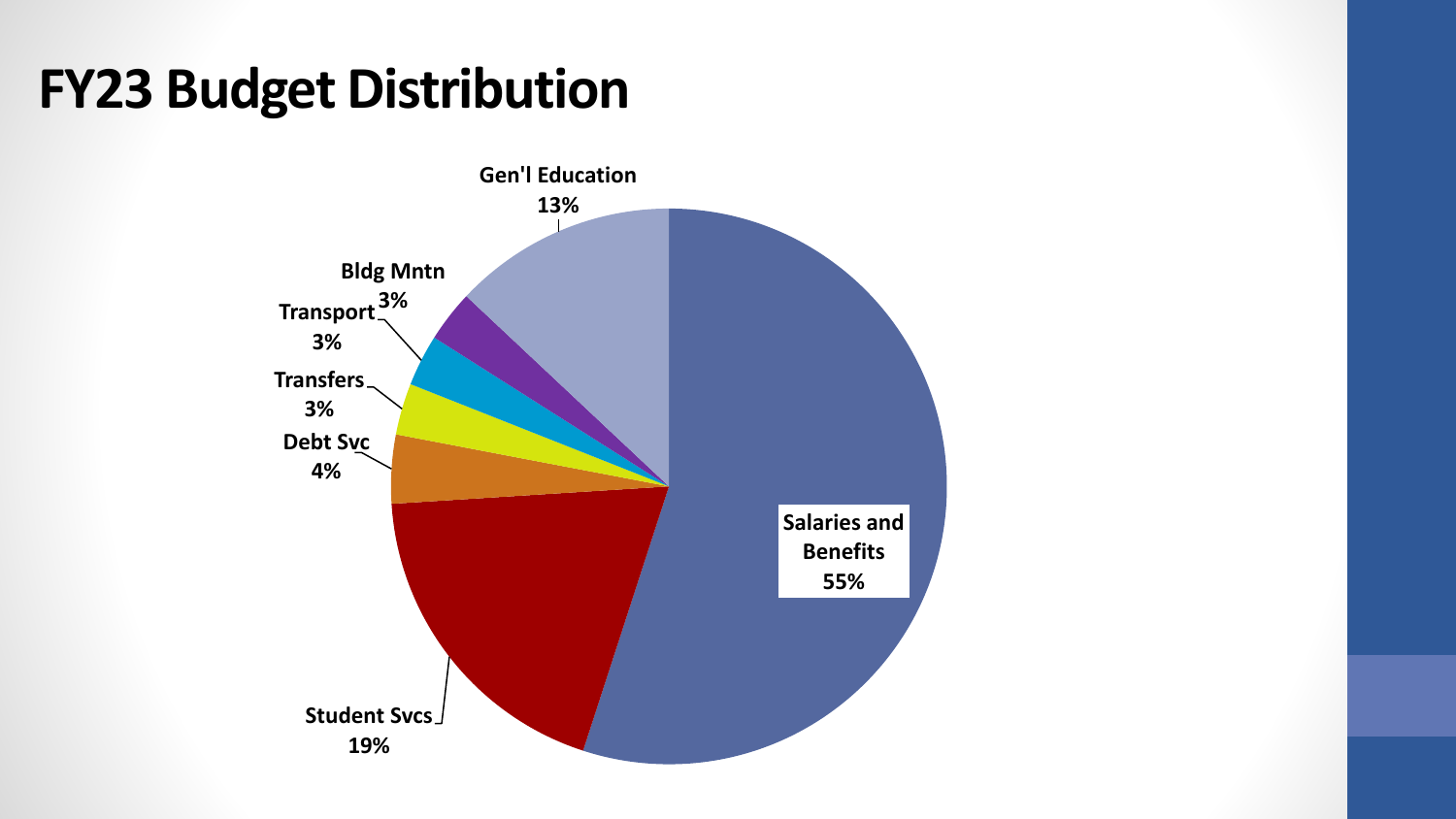# FY23 Budget Distribution

- Salaries and Benefits 55%
- Student Svcs 19%
- Gen'l Education 13%
- Debt Svc 4%
- Transfers 3%
- Transport 3%
- Bldg Mntn 3%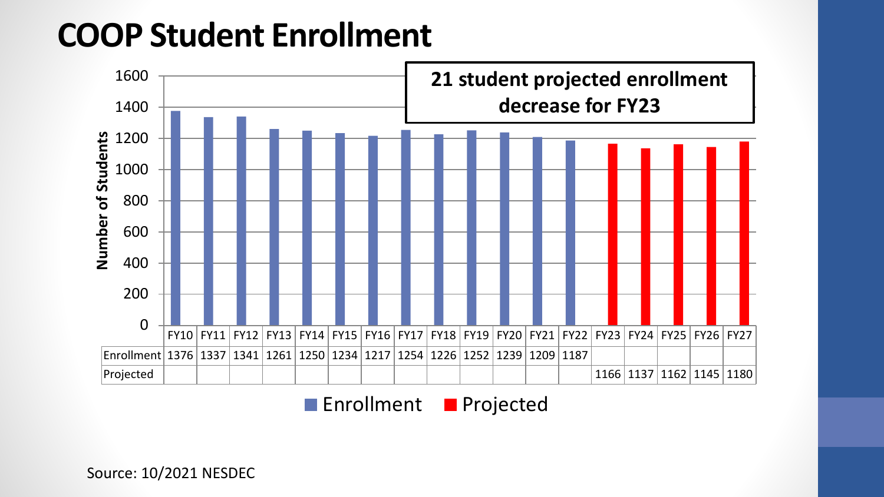# COOP Student Enrollment

**21 student projected enrollment decrease for FY23**

| | FY10 | FY11 | FY12 | FY13 | FY14 | FY15 | FY16 | FY17 | FY18 | FY19 | FY20 | FY21 | FY22 | FY23 | FY24 | FY25 | FY26 | FY27 |
|---|---|---|---|---|---|---|---|---|---|---|---|---|---|---|---|---|---|---|
| Enrollment | 1376 | 1337 | 1341 | 1261 | 1250 | 1234 | 1217 | 1254 | 1226 | 1252 | 1239 | 1209 | 1187 | | | | | |
| Projected | | | | | | | | | | | | | | 1166 | 1137 | 1162 | 1145 | 1180 |

Source: 10/2021 NESDEC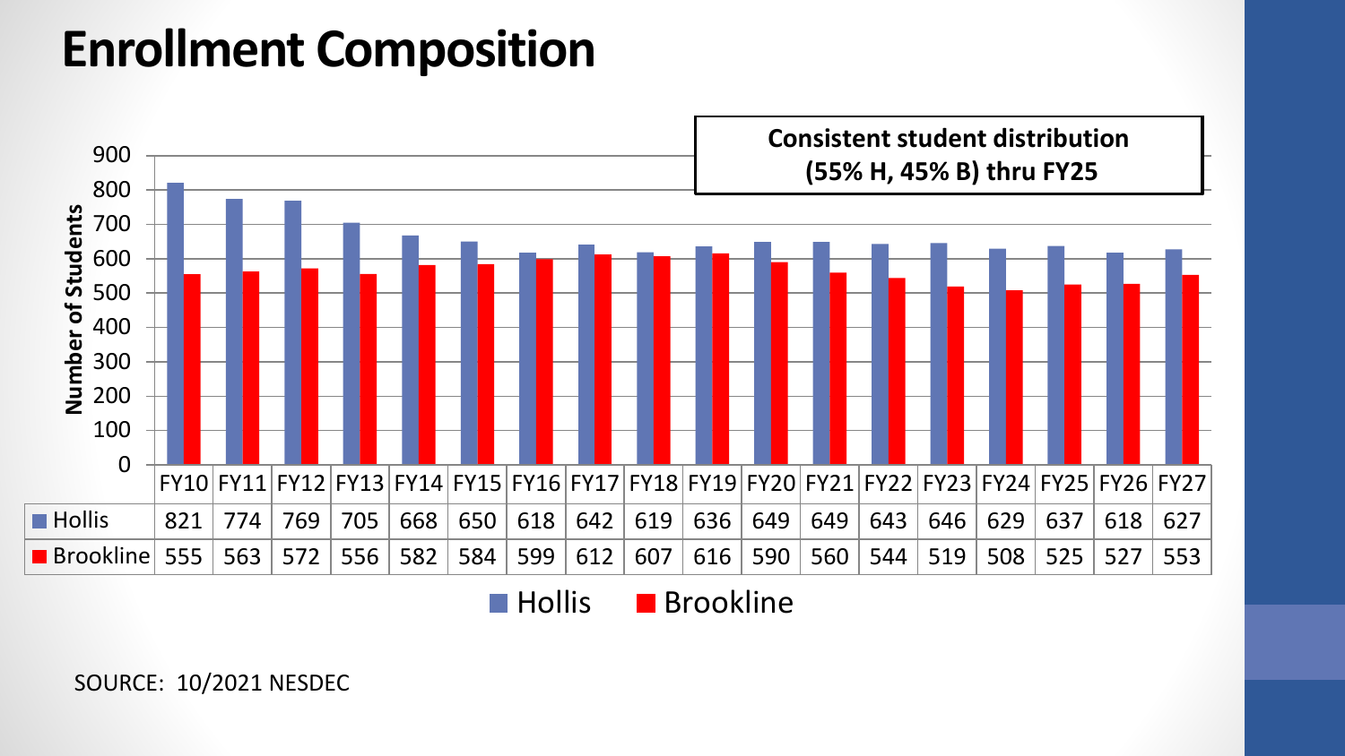# Enrollment Composition

**Consistent student distribution (55% H, 45% B) thru FY25**

| | FY10 | FY11 | FY12 | FY13 | FY14 | FY15 | FY16 | FY17 | FY18 | FY19 | FY20 | FY21 | FY22 | FY23 | FY24 | FY25 | FY26 | FY27 |
|---|---|---|---|---|---|---|---|---|---|---|---|---|---|---|---|---|---|---|
| Hollis | 821 | 774 | 769 | 705 | 668 | 650 | 618 | 642 | 619 | 636 | 649 | 649 | 643 | 646 | 629 | 637 | 618 | 627 |
| Brookline | 555 | 563 | 572 | 556 | 582 | 584 | 599 | 612 | 607 | 616 | 590 | 560 | 544 | 519 | 508 | 525 | 527 | 553 |

SOURCE: 10/2021 NESDEC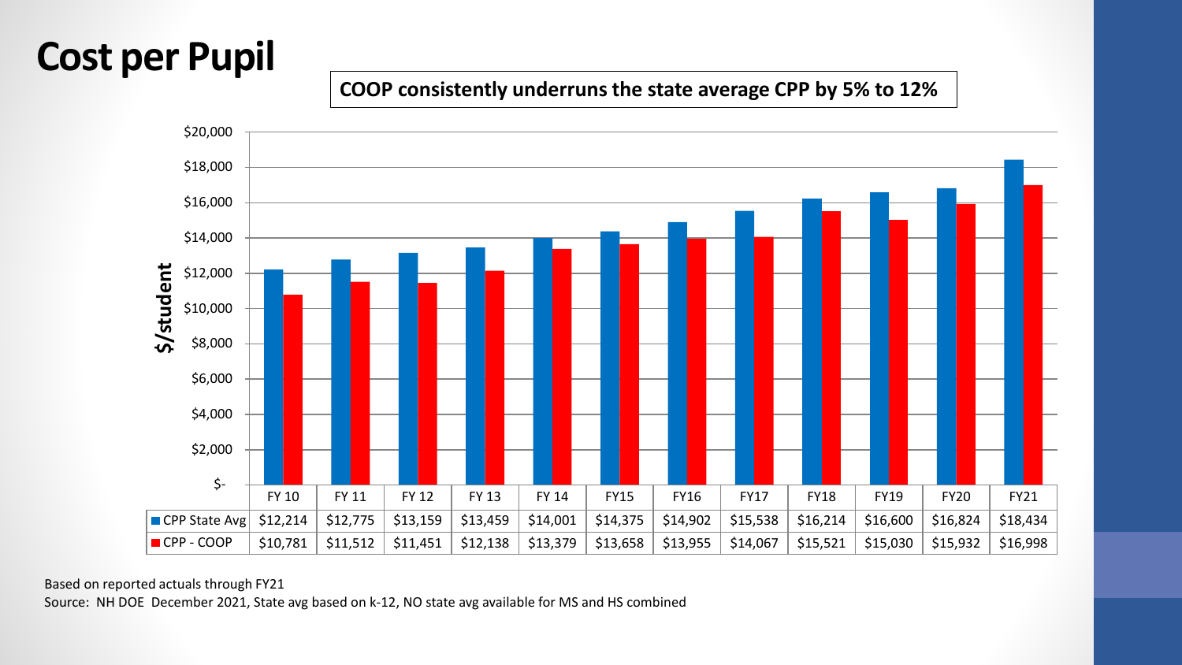# Cost per Pupil

**COOP consistently underruns the state average CPP by 5% to 12%**

| | FY 10 | FY 11 | FY 12 | FY 13 | FY 14 | FY15 | FY16 | FY17 | FY18 | FY19 | FY20 | FY21 |
|---|---|---|---|---|---|---|---|---|---|---|---|---|
| CPP State Avg | $12,214 | $12,775 | $13,159 | $13,459 | $14,001 | $14,375 | $14,902 | $15,538 | $16,214 | $16,600 | $16,824 | $18,434 |
| CPP - COOP | $10,781 | $11,512 | $11,451 | $12,138 | $13,379 | $13,658 | $13,955 | $14,067 | $15,521 | $15,030 | $15,932 | $16,998 |

Based on reported actuals through FY21

Source: NH DOE December 2021, State avg based on k-12, NO state avg available for MS and HS combined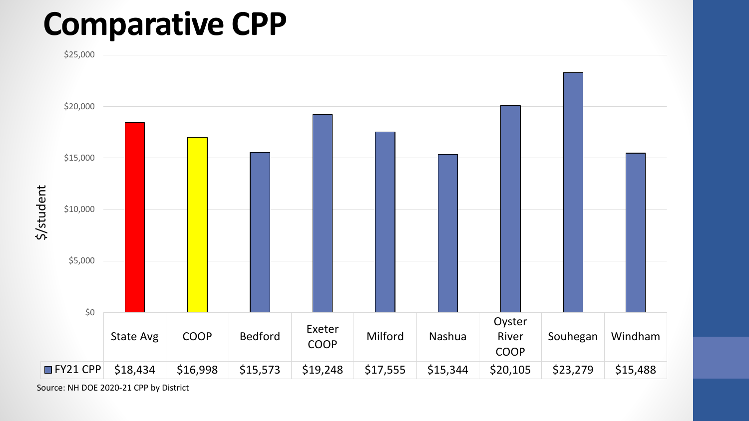# Comparative CPP

| | State Avg | COOP | Bedford | Exeter COOP | Milford | Nashua | Oyster River COOP | Souhegan | Windham |
|---|---|---|---|---|---|---|---|---|---|
| FY21 CPP | $18,434 | $16,998 | $15,573 | $19,248 | $17,555 | $15,344 | $20,105 | $23,279 | $15,488 |

Source: NH DOE 2020-21 CPP by District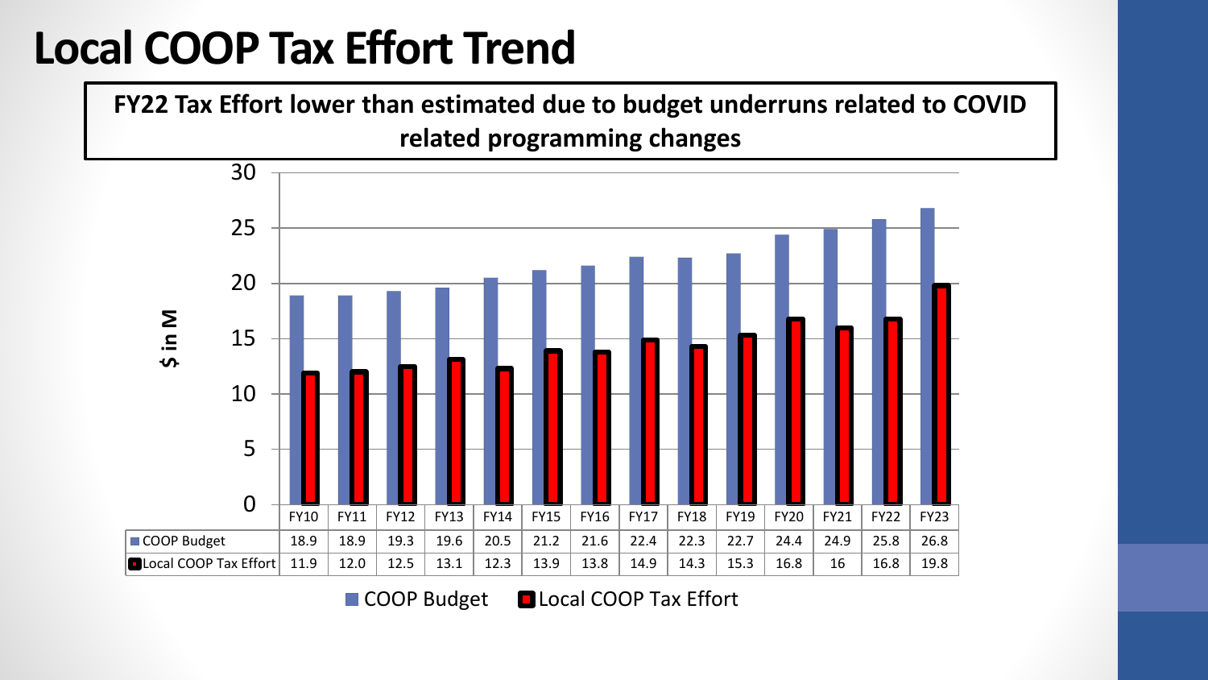# Local COOP Tax Effort Trend

**FY22 Tax Effort lower than estimated due to budget underruns related to COVID related programming changes**

$ in M

| | FY10 | FY11 | FY12 | FY13 | FY14 | FY15 | FY16 | FY17 | FY18 | FY19 | FY20 | FY21 | FY22 | FY23 |
|---|---|---|---|---|---|---|---|---|---|---|---|---|---|---|
| COOP Budget | 18.9 | 18.9 | 19.3 | 19.6 | 20.5 | 21.2 | 21.6 | 22.4 | 22.3 | 22.7 | 24.4 | 24.9 | 25.8 | 26.8 |
| Local COOP Tax Effort | 11.9 | 12.0 | 12.5 | 13.1 | 12.3 | 13.9 | 13.8 | 14.9 | 14.3 | 15.3 | 16.8 | 16 | 16.8 | 19.8 |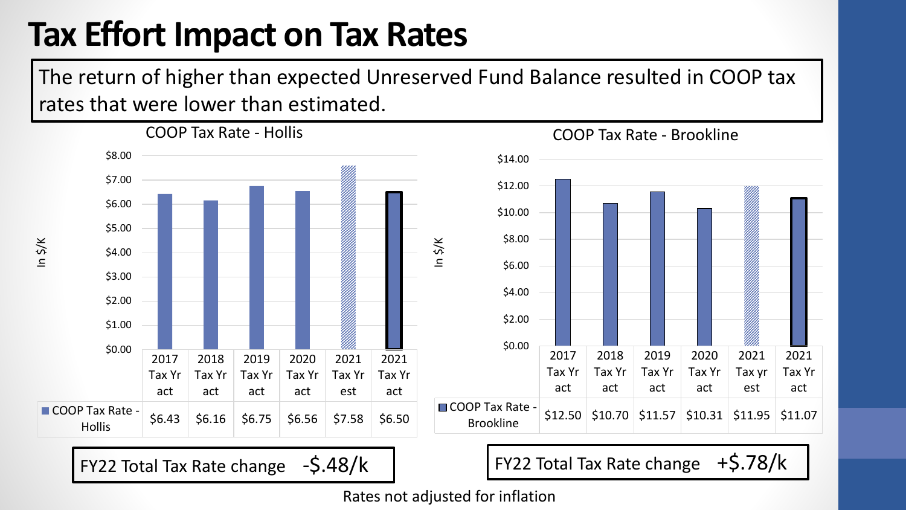# Tax Effort Impact on Tax Rates

The return of higher than expected Unreserved Fund Balance resulted in COOP tax rates that were lower than estimated.

### COOP Tax Rate - Hollis

In $/K

| | 2017 Tax Yr act | 2018 Tax Yr act | 2019 Tax Yr act | 2020 Tax Yr act | 2021 Tax Yr est | 2021 Tax Yr act |
|---|---|---|---|---|---|---|
| COOP Tax Rate - Hollis | $6.43 | $6.16 | $6.75 | $6.56 | $7.58 | $6.50 |

FY22 Total Tax Rate change -$.48/k

### COOP Tax Rate - Brookline

In $/K

| | 2017 Tax Yr act | 2018 Tax Yr act | 2019 Tax Yr act | 2020 Tax Yr act | 2021 Tax yr est | 2021 Tax Yr act |
|---|---|---|---|---|---|---|
| COOP Tax Rate - Brookline | $12.50 | $10.70 | $11.57 | $10.31 | $11.95 | $11.07 |

FY22 Total Tax Rate change +$.78/k

Rates not adjusted for inflation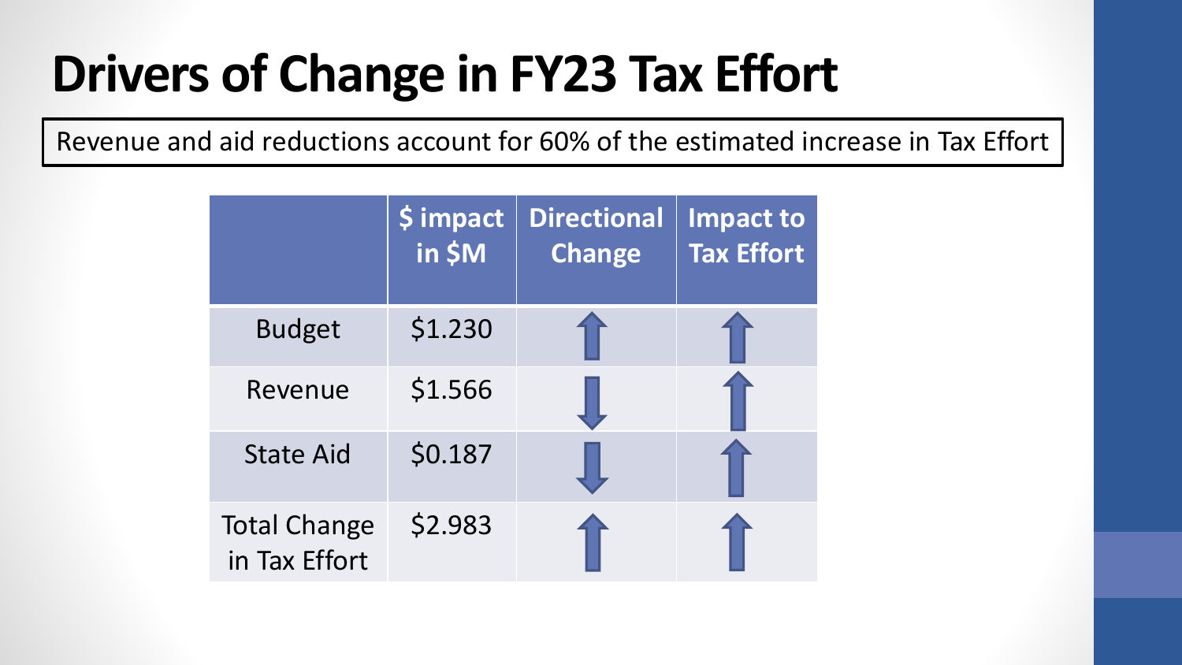# Drivers of Change in FY23 Tax Effort

Revenue and aid reductions account for 60% of the estimated increase in Tax Effort

| | $ impact in $M | Directional Change | Impact to Tax Effort |
|---|---|---|---|
| Budget | $1.230 | ↑ | ↑ |
| Revenue | $1.566 | ↓ | ↑ |
| State Aid | $0.187 | ↓ | ↑ |
| Total Change in Tax Effort | $2.983 | ↑ | ↑ |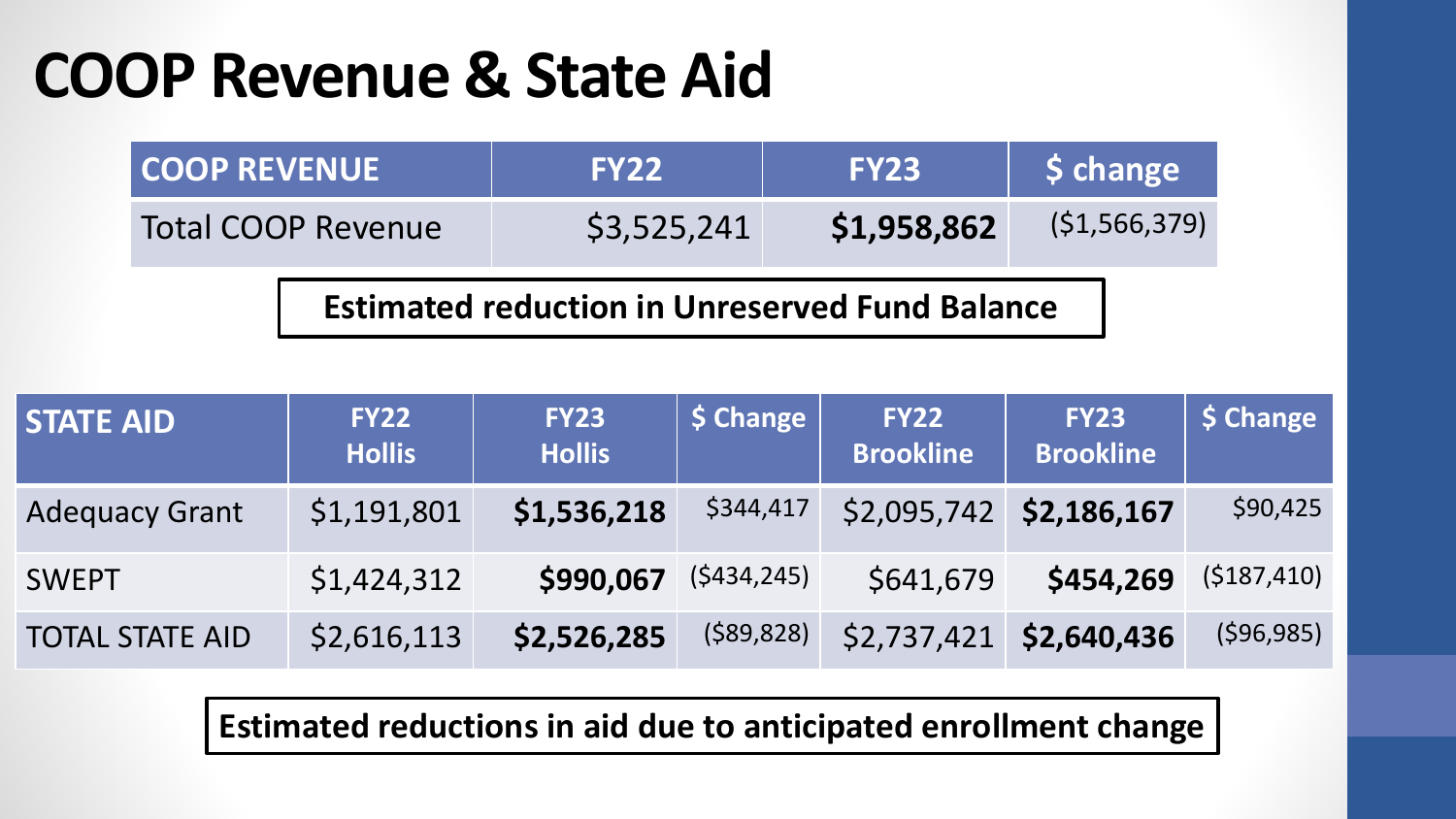# COOP Revenue & State Aid

| COOP REVENUE | FY22 | FY23 | $ change |
|---|---|---|---|
| Total COOP Revenue | $3,525,241 | **$1,958,862** | ($1,566,379) |

**Estimated reduction in Unreserved Fund Balance**

| STATE AID | FY22 Hollis | FY23 Hollis | $ Change | FY22 Brookline | FY23 Brookline | $ Change |
|---|---|---|---|---|---|---|
| Adequacy Grant | $1,191,801 | **$1,536,218** | $344,417 | $2,095,742 | **$2,186,167** | $90,425 |
| SWEPT | $1,424,312 | **$990,067** | ($434,245) | $641,679 | **$454,269** | ($187,410) |
| TOTAL STATE AID | $2,616,113 | **$2,526,285** | ($89,828) | $2,737,421 | **$2,640,436** | ($96,985) |

**Estimated reductions in aid due to anticipated enrollment change**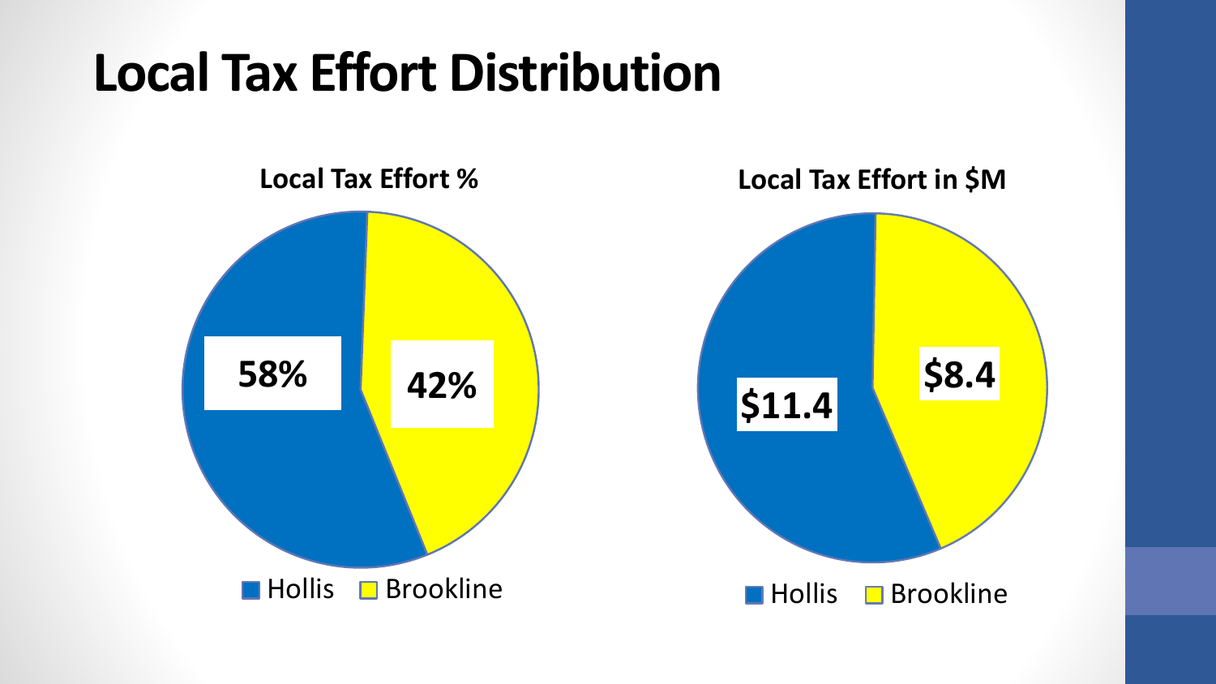# Local Tax Effort Distribution

**Local Tax Effort %**

- Hollis: 58%
- Brookline: 42%

**Local Tax Effort in $M**

- Hollis: $11.4
- Brookline: $8.4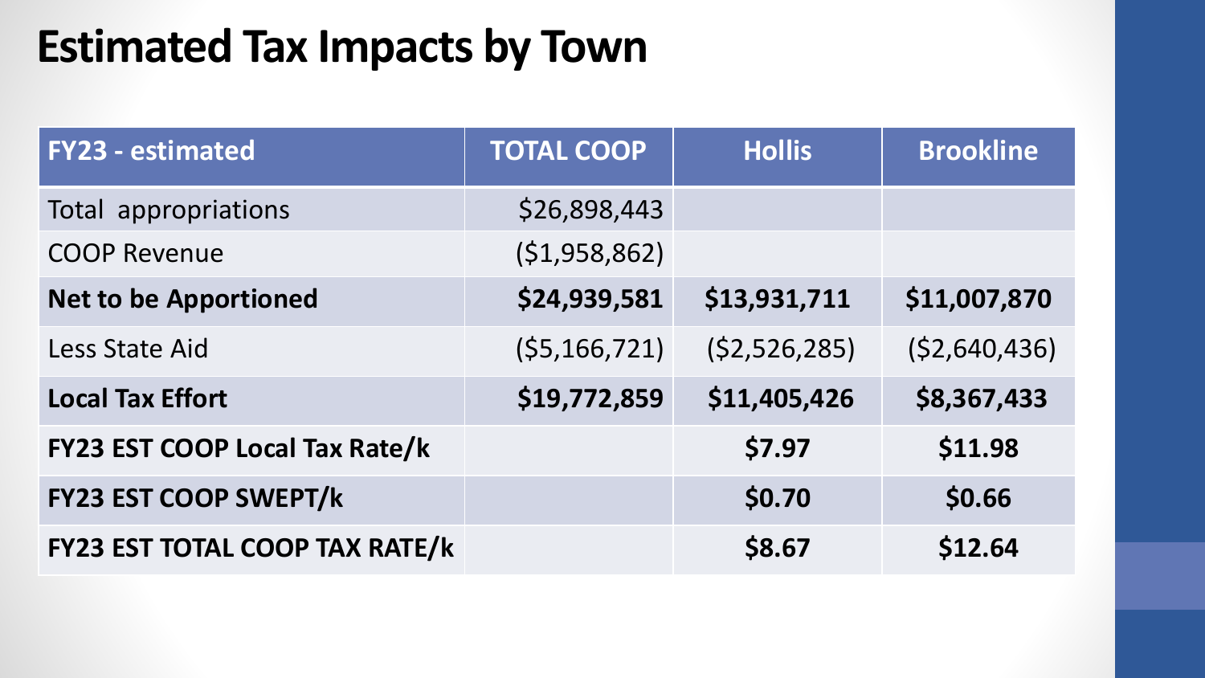# Estimated Tax Impacts by Town

| FY23 - estimated | TOTAL COOP | Hollis | Brookline |
|---|---|---|---|
| Total appropriations | $26,898,443 | | |
| COOP Revenue | ($1,958,862) | | |
| **Net to be Apportioned** | **$24,939,581** | **$13,931,711** | **$11,007,870** |
| Less State Aid | ($5,166,721) | ($2,526,285) | ($2,640,436) |
| **Local Tax Effort** | **$19,772,859** | **$11,405,426** | **$8,367,433** |
| **FY23 EST COOP Local Tax Rate/k** | | **$7.97** | **$11.98** |
| **FY23 EST COOP SWEPT/k** | | **$0.70** | **$0.66** |
| **FY23 EST TOTAL COOP TAX RATE/k** | | **$8.67** | **$12.64** |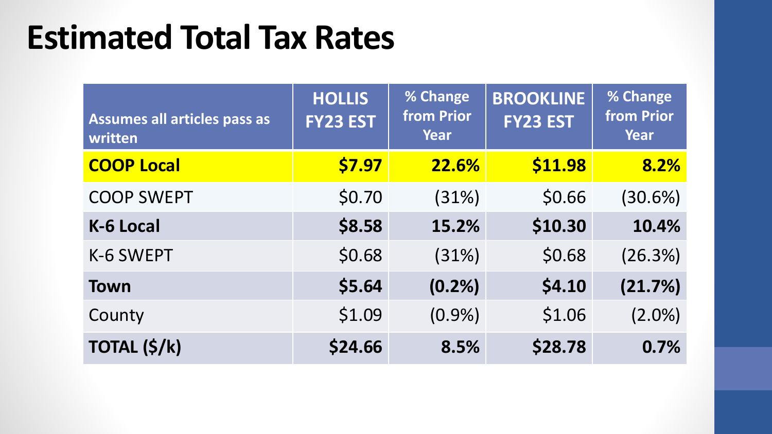# Estimated Total Tax Rates

| Assumes all articles pass as written | HOLLIS FY23 EST | % Change from Prior Year | BROOKLINE FY23 EST | % Change from Prior Year |
|---|---|---|---|---|
| **COOP Local** | **$7.97** | **22.6%** | **$11.98** | **8.2%** |
| COOP SWEPT | $0.70 | (31%) | $0.66 | (30.6%) |
| **K-6 Local** | **$8.58** | **15.2%** | **$10.30** | **10.4%** |
| K-6 SWEPT | $0.68 | (31%) | $0.68 | (26.3%) |
| **Town** | **$5.64** | **(0.2%)** | **$4.10** | **(21.7%)** |
| County | $1.09 | (0.9%) | $1.06 | (2.0%) |
| **TOTAL ($/k)** | **$24.66** | **8.5%** | **$28.78** | **0.7%** |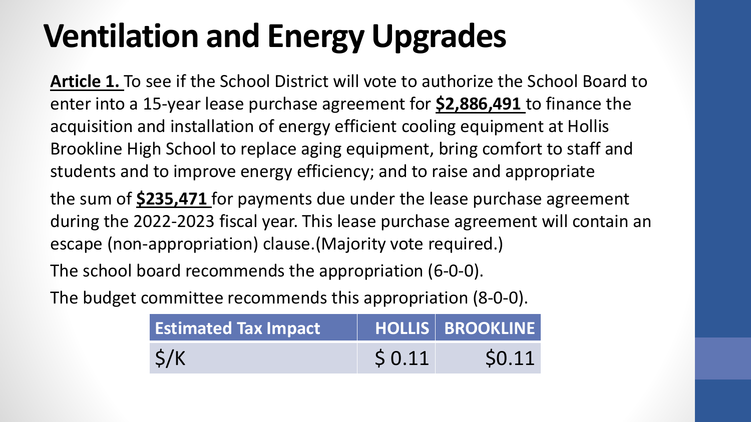# Ventilation and Energy Upgrades

**Article 1.** To see if the School District will vote to authorize the School Board to enter into a 15-year lease purchase agreement for **$2,886,491** to finance the acquisition and installation of energy efficient cooling equipment at Hollis Brookline High School to replace aging equipment, bring comfort to staff and students and to improve energy efficiency; and to raise and appropriate the sum of **$235,471** for payments due under the lease purchase agreement during the 2022-2023 fiscal year. This lease purchase agreement will contain an escape (non-appropriation) clause.(Majority vote required.)

The school board recommends the appropriation (6-0-0).

The budget committee recommends this appropriation (8-0-0).

| Estimated Tax Impact | HOLLIS | BROOKLINE |
| --- | --- | --- |
| $/K | $ 0.11 | $0.11 |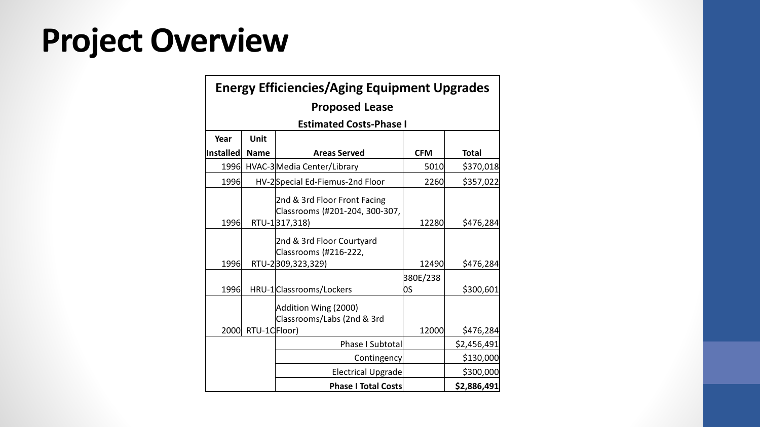# Project Overview

| Energy Efficiencies/Aging Equipment Upgrades | | | | |
|---|---|---|---|---|
| Proposed Lease | | | | |
| Estimated Costs-Phase I | | | | |
| Year Installed | Unit Name | Areas Served | CFM | Total |
| 1996 | HVAC-3 | Media Center/Library | 5010 | $370,018 |
| 1996 | HV-2 | Special Ed-Fiemus-2nd Floor | 2260 | $357,022 |
| 1996 | RTU-1 | 2nd & 3rd Floor Front Facing Classrooms (#201-204, 300-307, 317,318) | 12280 | $476,284 |
| 1996 | RTU-2 | 2nd & 3rd Floor Courtyard Classrooms (#216-222, 309,323,329) | 12490 | $476,284 |
| 1996 | HRU-1 | Classrooms/Lockers | 380E/2380S | $300,601 |
| 2000 | RTU-1C | Addition Wing (2000) Classrooms/Labs (2nd & 3rd Floor) | 12000 | $476,284 |
| | | Phase I Subtotal | | $2,456,491 |
| | | Contingency | | $130,000 |
| | | Electrical Upgrade | | $300,000 |
| | | **Phase I Total Costs** | | **$2,886,491** |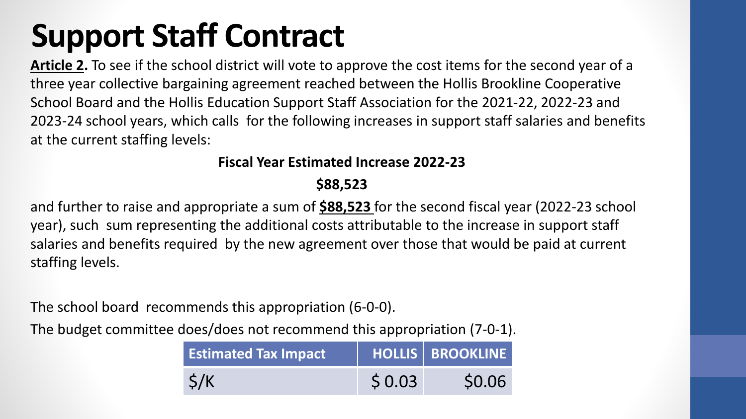# Support Staff Contract

**<u>Article 2</u>.** To see if the school district will vote to approve the cost items for the second year of a three year collective bargaining agreement reached between the Hollis Brookline Cooperative School Board and the Hollis Education Support Staff Association for the 2021-22, 2022-23 and 2023-24 school years, which calls for the following increases in support staff salaries and benefits at the current staffing levels:

**Fiscal Year Estimated Increase 2022-23**

**$88,523**

and further to raise and appropriate a sum of **<u>$88,523</u>** for the second fiscal year (2022-23 school year), such sum representing the additional costs attributable to the increase in support staff salaries and benefits required by the new agreement over those that would be paid at current staffing levels.

The school board recommends this appropriation (6-0-0).

The budget committee does/does not recommend this appropriation (7-0-1).

| Estimated Tax Impact | HOLLIS | BROOKLINE |
|---|---|---|
| $/K | $ 0.03 | $0.06 |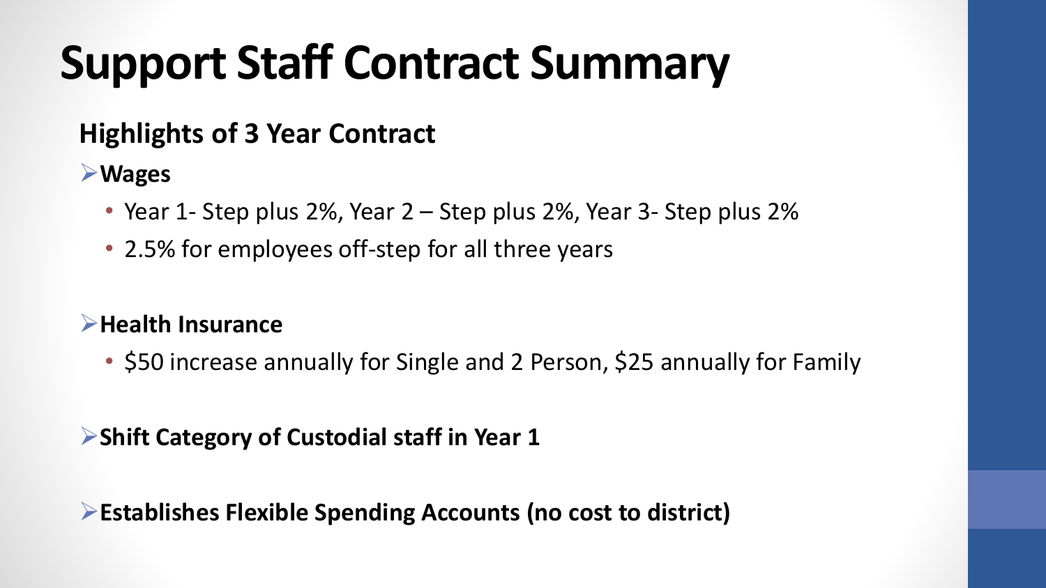# Support Staff Contract Summary

## Highlights of 3 Year Contract

- **Wages**
  - Year 1- Step plus 2%, Year 2 – Step plus 2%, Year 3- Step plus 2%
  - 2.5% for employees off-step for all three years

- **Health Insurance**
  - $50 increase annually for Single and 2 Person, $25 annually for Family

- **Shift Category of Custodial staff in Year 1**

- **Establishes Flexible Spending Accounts (no cost to district)**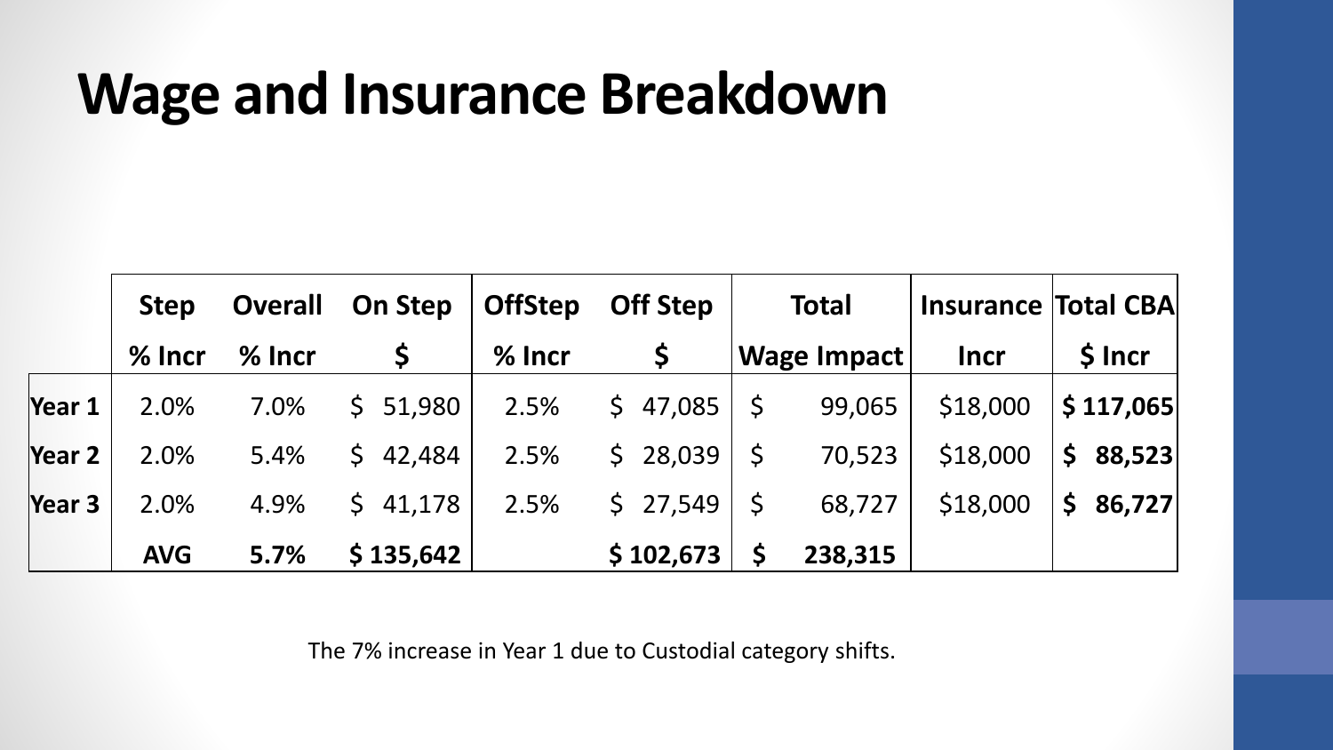# Wage and Insurance Breakdown

| | Step | Overall | On Step | OffStep | Off Step | Total | Insurance | Total CBA |
|---|---|---|---|---|---|---|---|---|
| | % Incr | % Incr | $ | % Incr | $ | Wage Impact | Incr | $ Incr |
| **Year 1** | 2.0% | 7.0% | $ 51,980 | 2.5% | $ 47,085 | $ 99,065 | $18,000 | **$ 117,065** |
| **Year 2** | 2.0% | 5.4% | $ 42,484 | 2.5% | $ 28,039 | $ 70,523 | $18,000 | **$ 88,523** |
| **Year 3** | 2.0% | 4.9% | $ 41,178 | 2.5% | $ 27,549 | $ 68,727 | $18,000 | **$ 86,727** |
| | **AVG** | **5.7%** | **$ 135,642** | | **$ 102,673** | **$ 238,315** | | |

The 7% increase in Year 1 due to Custodial category shifts.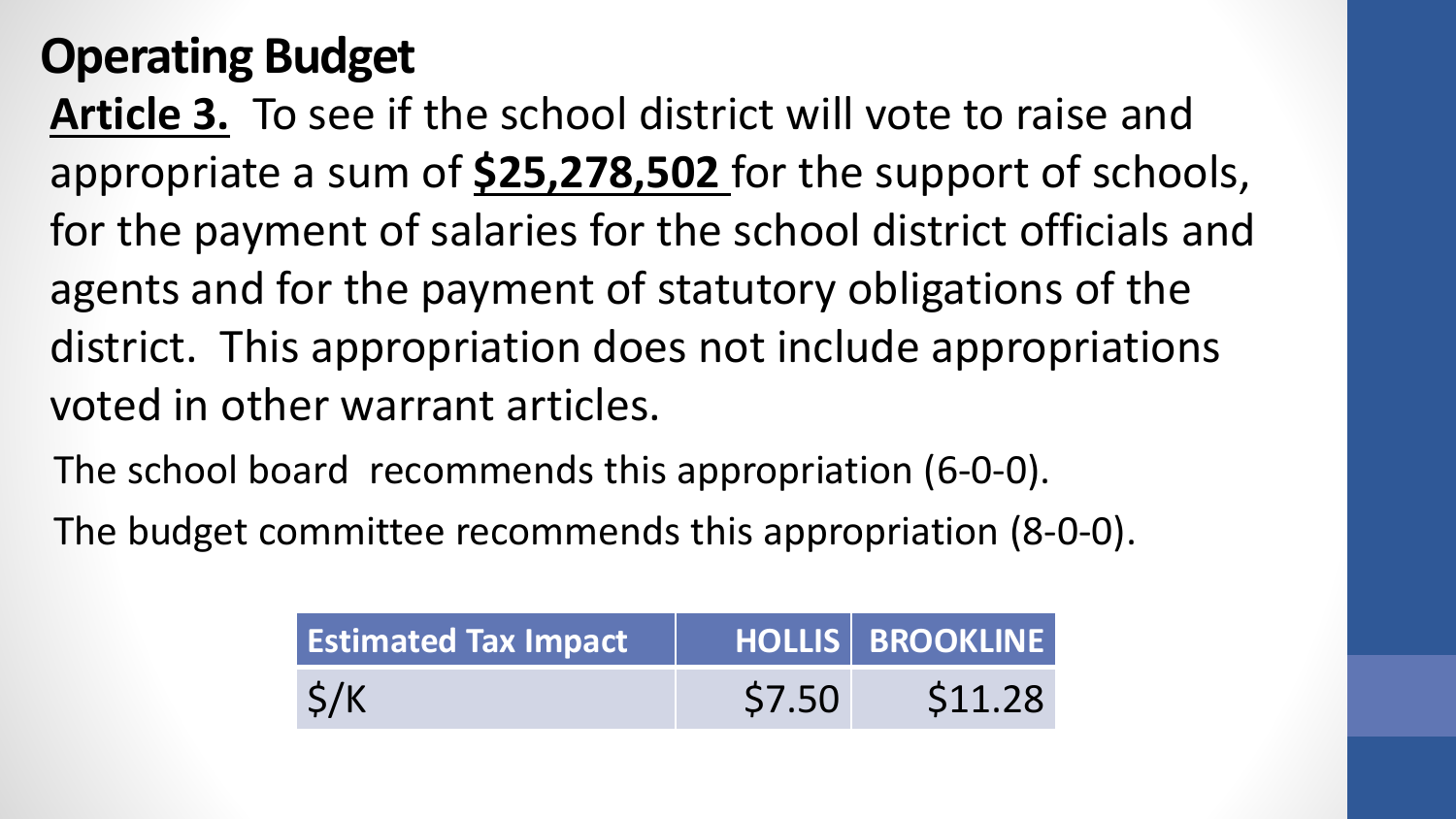# Operating Budget

**Article 3.** To see if the school district will vote to raise and appropriate a sum of **$25,278,502** for the support of schools, for the payment of salaries for the school district officials and agents and for the payment of statutory obligations of the district. This appropriation does not include appropriations voted in other warrant articles.

The school board recommends this appropriation (6-0-0).

The budget committee recommends this appropriation (8-0-0).

| Estimated Tax Impact | HOLLIS | BROOKLINE |
| --- | --- | --- |
| $/K | $7.50 | $11.28 |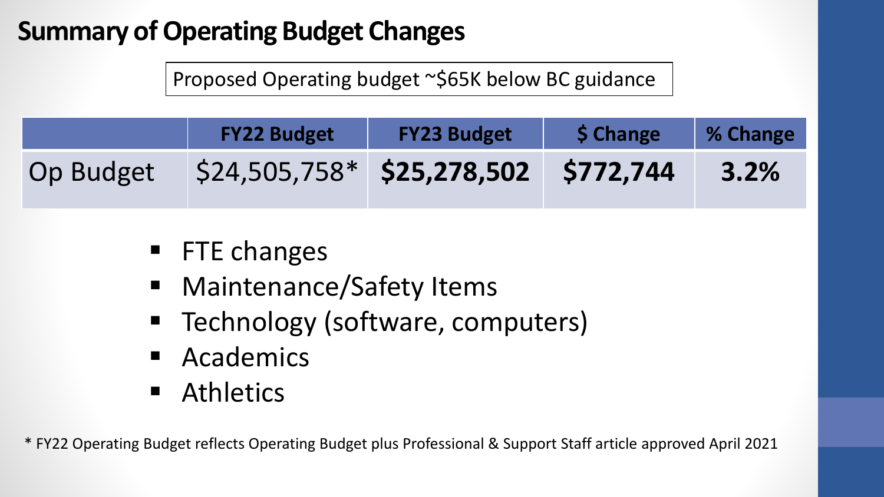# Summary of Operating Budget Changes

Proposed Operating budget ~$65K below BC guidance

| | FY22 Budget | FY23 Budget | $ Change | % Change |
|---|---|---|---|---|
| Op Budget | $24,505,758* | **$25,278,502** | **$772,744** | **3.2%** |

- FTE changes
- Maintenance/Safety Items
- Technology (software, computers)
- Academics
- Athletics

* FY22 Operating Budget reflects Operating Budget plus Professional & Support Staff article approved April 2021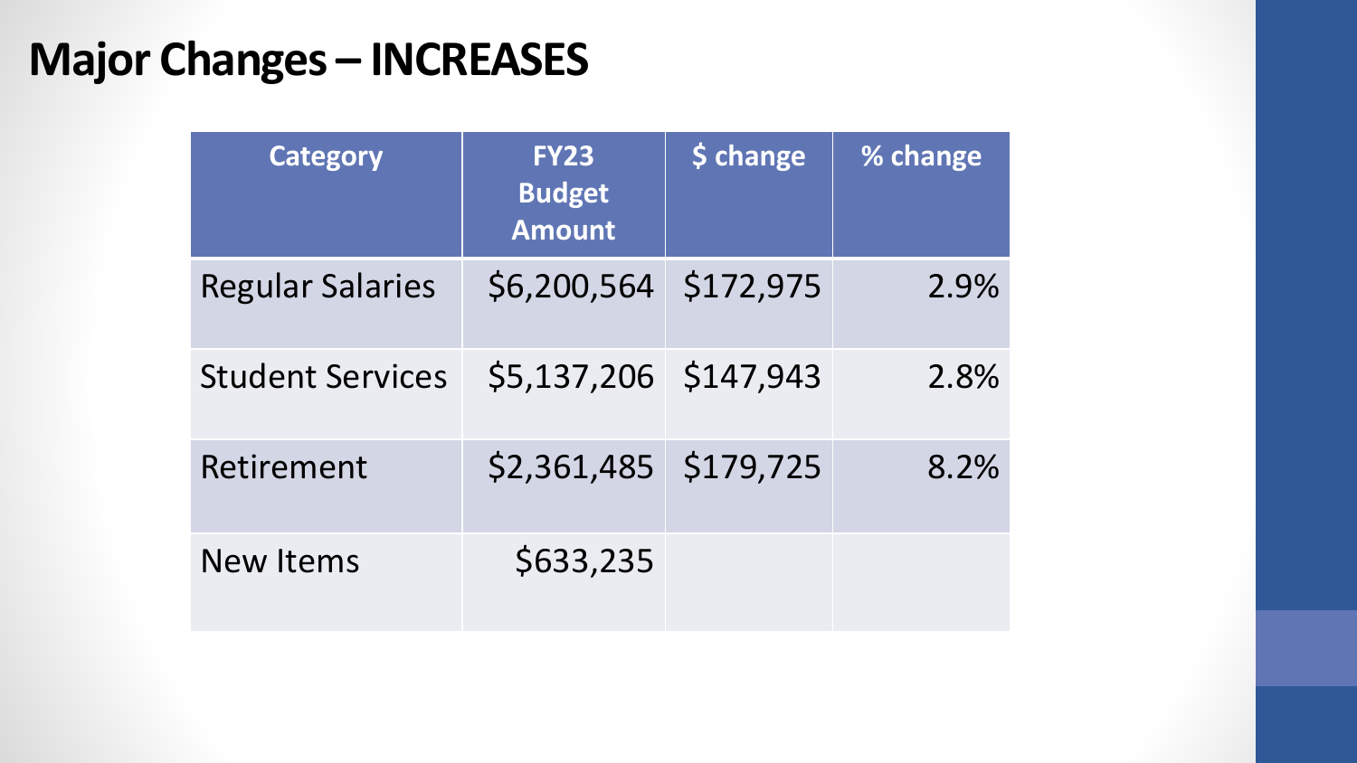# Major Changes – INCREASES

| Category | FY23 Budget Amount | $ change | % change |
|---|---|---|---|
| Regular Salaries | $6,200,564 | $172,975 | 2.9% |
| Student Services | $5,137,206 | $147,943 | 2.8% |
| Retirement | $2,361,485 | $179,725 | 8.2% |
| New Items | $633,235 | | |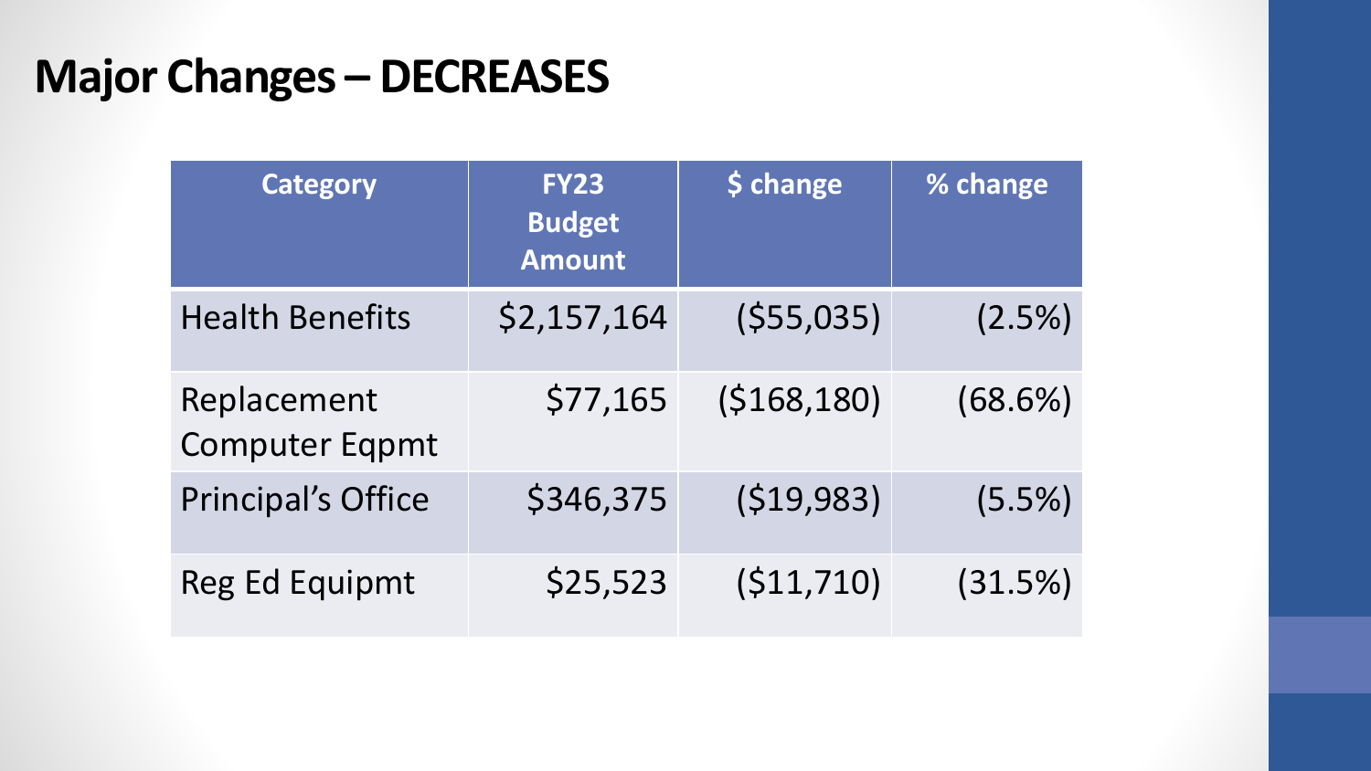# Major Changes – DECREASES

| Category | FY23 Budget Amount | $ change | % change |
|---|---|---|---|
| Health Benefits | $2,157,164 | ($55,035) | (2.5%) |
| Replacement Computer Eqpmt | $77,165 | ($168,180) | (68.6%) |
| Principal's Office | $346,375 | ($19,983) | (5.5%) |
| Reg Ed Equipmt | $25,523 | ($11,710) | (31.5%) |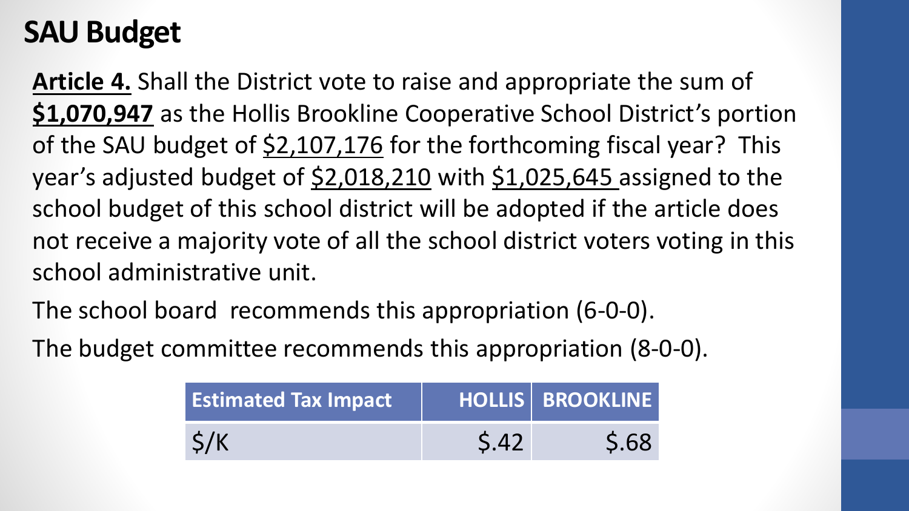# SAU Budget

**Article 4.** Shall the District vote to raise and appropriate the sum of **$1,070,947** as the Hollis Brookline Cooperative School District's portion of the SAU budget of $2,107,176 for the forthcoming fiscal year? This year's adjusted budget of $2,018,210 with $1,025,645 assigned to the school budget of this school district will be adopted if the article does not receive a majority vote of all the school district voters voting in this school administrative unit.

The school board recommends this appropriation (6-0-0).

The budget committee recommends this appropriation (8-0-0).

| Estimated Tax Impact | HOLLIS | BROOKLINE |
|---|---|---|
| $/K | $.42 | $.68 |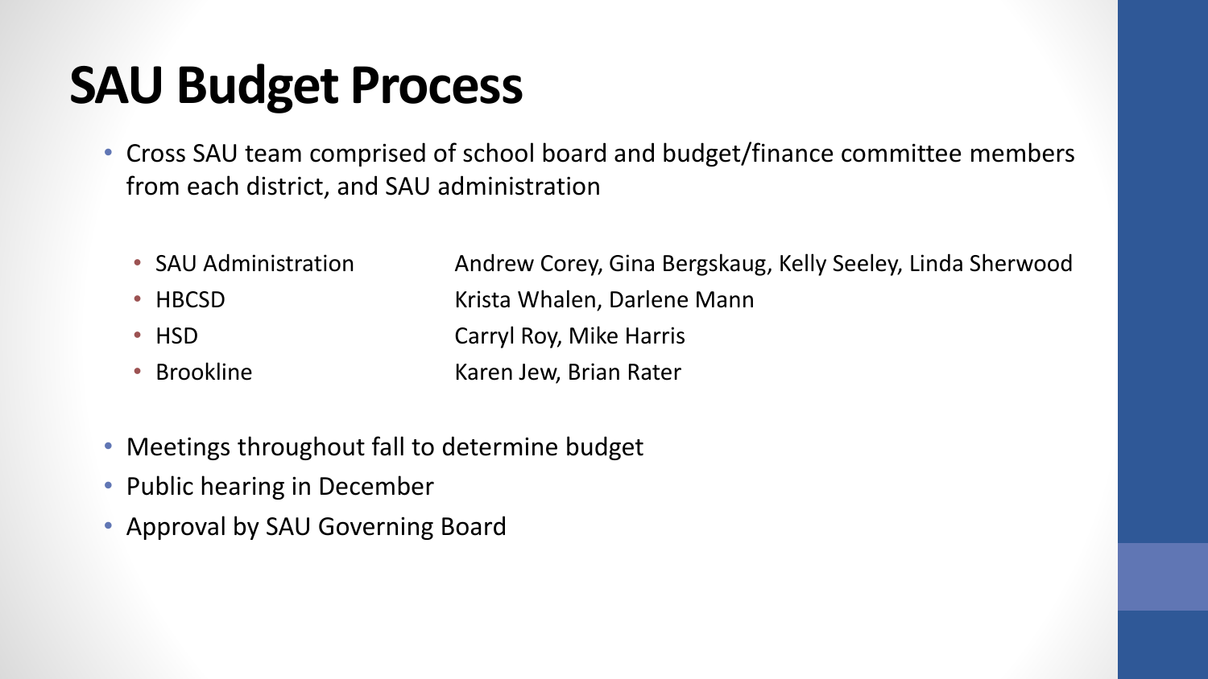# SAU Budget Process

- Cross SAU team comprised of school board and budget/finance committee members from each district, and SAU administration
  - SAU Administration: Andrew Corey, Gina Bergskaug, Kelly Seeley, Linda Sherwood
  - HBCSD: Krista Whalen, Darlene Mann
  - HSD: Carryl Roy, Mike Harris
  - Brookline: Karen Jew, Brian Rater
- Meetings throughout fall to determine budget
- Public hearing in December
- Approval by SAU Governing Board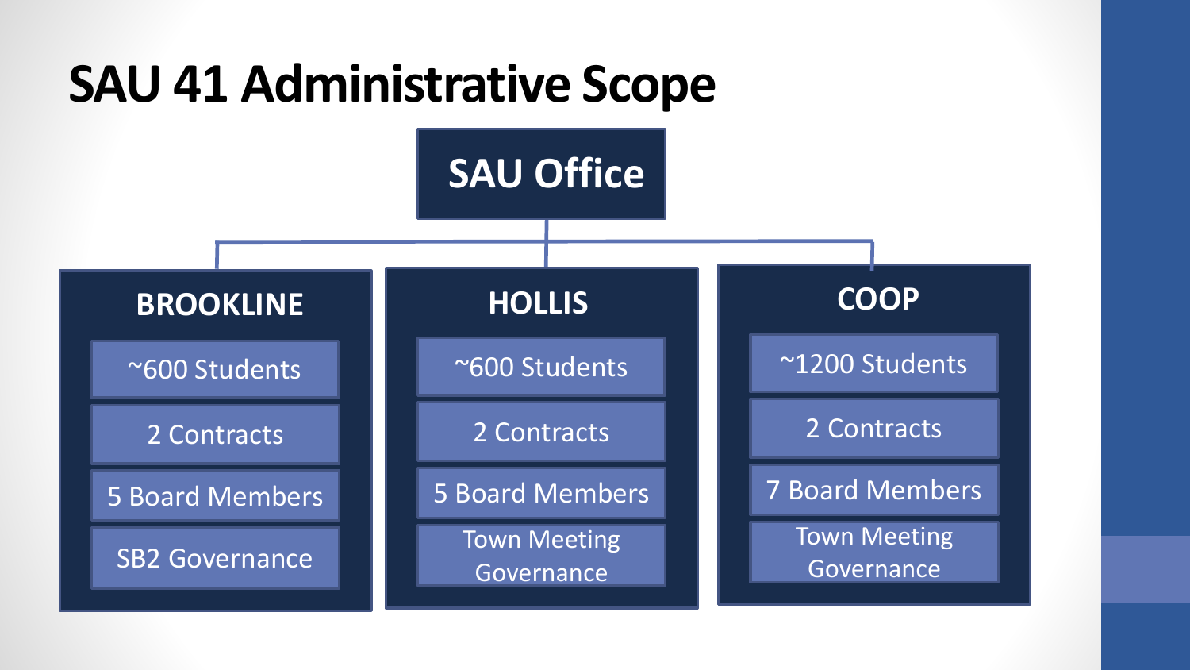# SAU 41 Administrative Scope

**SAU Office**

| BROOKLINE | HOLLIS | COOP |
| --- | --- | --- |
| ~600 Students | ~600 Students | ~1200 Students |
| 2 Contracts | 2 Contracts | 2 Contracts |
| 5 Board Members | 5 Board Members | 7 Board Members |
| SB2 Governance | Town Meeting Governance | Town Meeting Governance |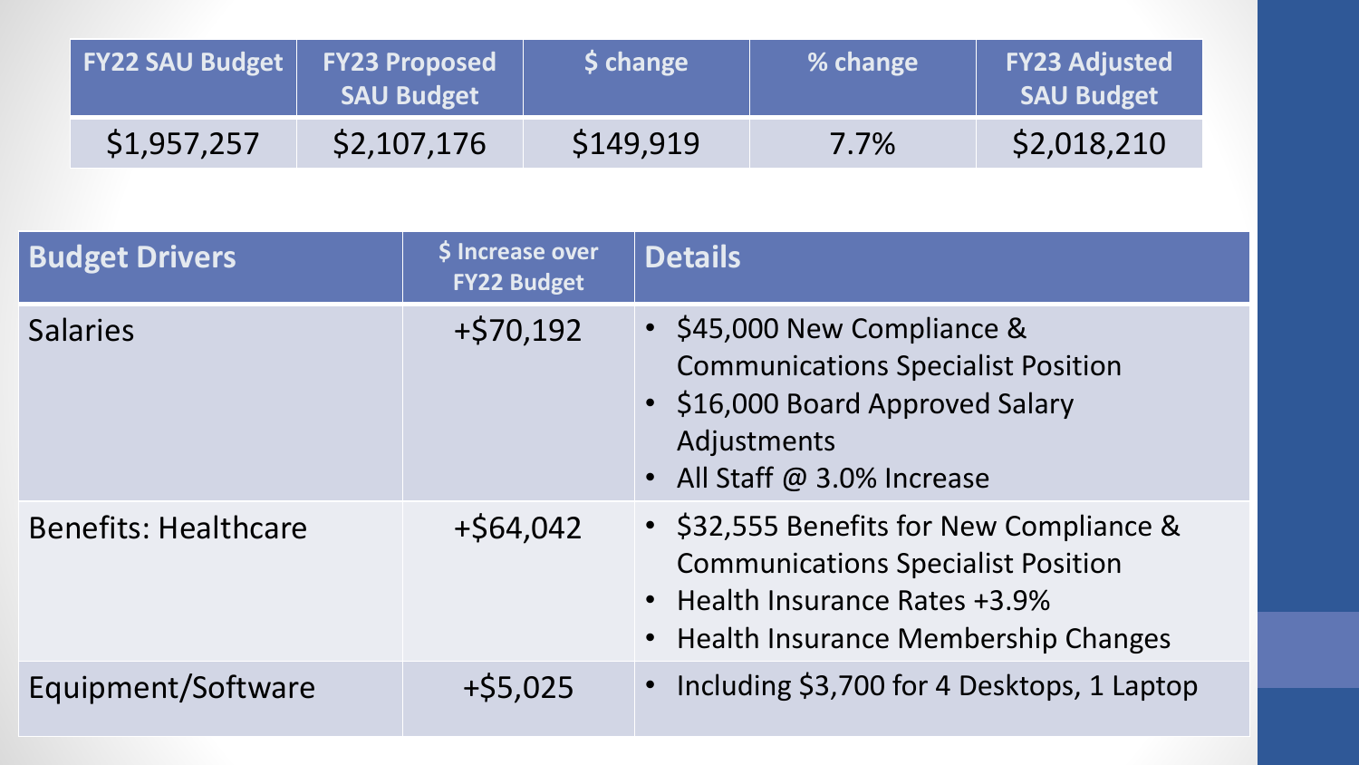| FY22 SAU Budget | FY23 Proposed SAU Budget | $ change | % change | FY23 Adjusted SAU Budget |
|---|---|---|---|---|
| $1,957,257 | $2,107,176 | $149,919 | 7.7% | $2,018,210 |

| Budget Drivers | $ Increase over FY22 Budget | Details |
|---|---|---|
| Salaries | +$70,192 | • $45,000 New Compliance & Communications Specialist Position<br>• $16,000 Board Approved Salary Adjustments<br>• All Staff @ 3.0% Increase |
| Benefits: Healthcare | +$64,042 | • $32,555 Benefits for New Compliance & Communications Specialist Position<br>• Health Insurance Rates +3.9%<br>• Health Insurance Membership Changes |
| Equipment/Software | +$5,025 | • Including $3,700 for 4 Desktops, 1 Laptop |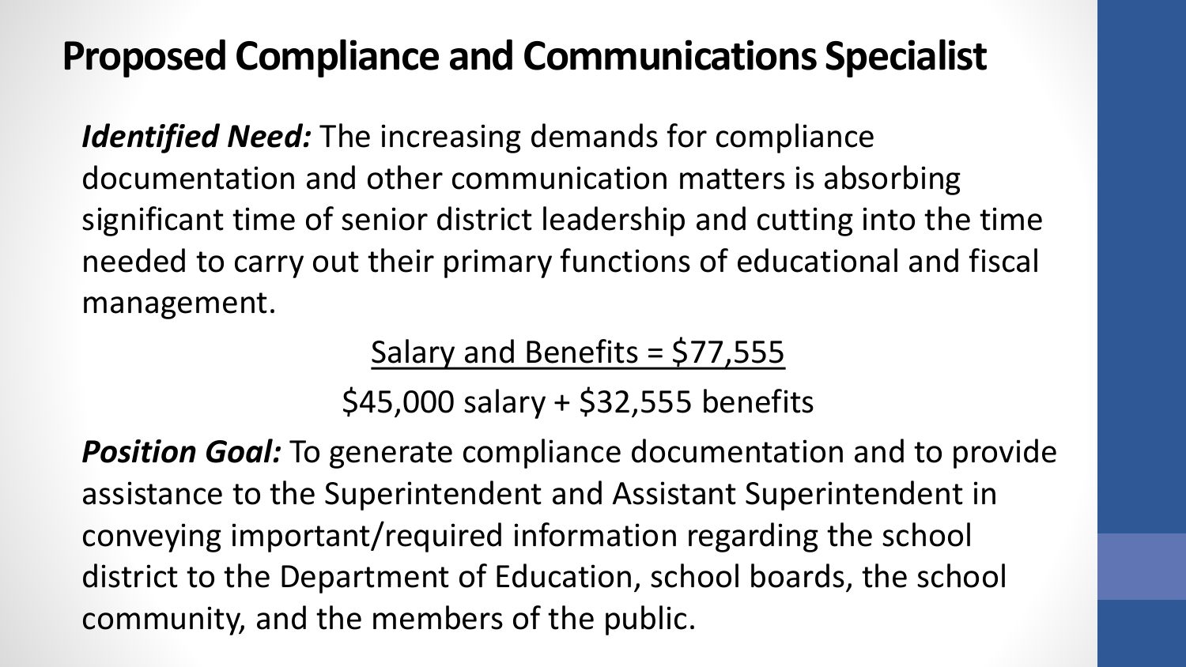# Proposed Compliance and Communications Specialist

***Identified Need:*** The increasing demands for compliance documentation and other communication matters is absorbing significant time of senior district leadership and cutting into the time needed to carry out their primary functions of educational and fiscal management.

Salary and Benefits = $77,555

$45,000 salary + $32,555 benefits

***Position Goal:*** To generate compliance documentation and to provide assistance to the Superintendent and Assistant Superintendent in conveying important/required information regarding the school district to the Department of Education, school boards, the school community, and the members of the public.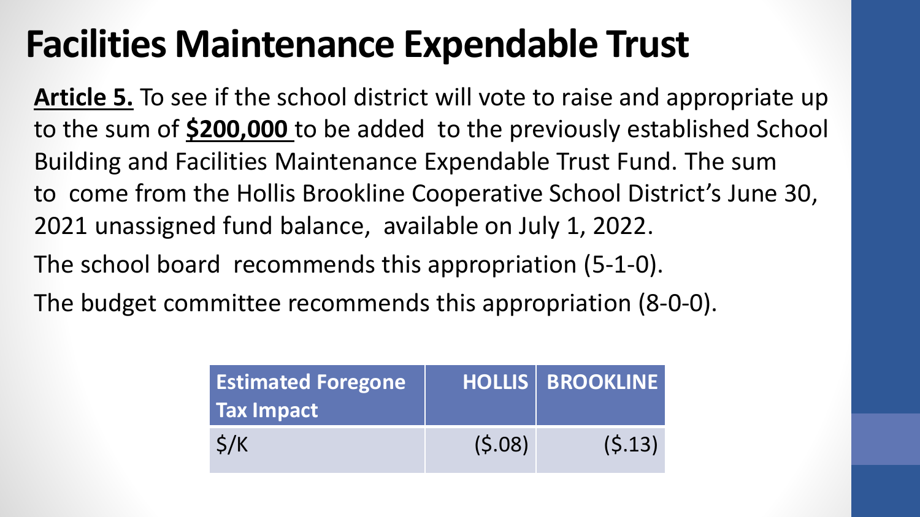# Facilities Maintenance Expendable Trust

**Article 5.** To see if the school district will vote to raise and appropriate up to the sum of **$200,000** to be added to the previously established School Building and Facilities Maintenance Expendable Trust Fund. The sum to come from the Hollis Brookline Cooperative School District's June 30, 2021 unassigned fund balance, available on July 1, 2022.

The school board recommends this appropriation (5-1-0).

The budget committee recommends this appropriation (8-0-0).

| Estimated Foregone Tax Impact | HOLLIS | BROOKLINE |
|---|---|---|
| $/K | ($.08) | ($.13) |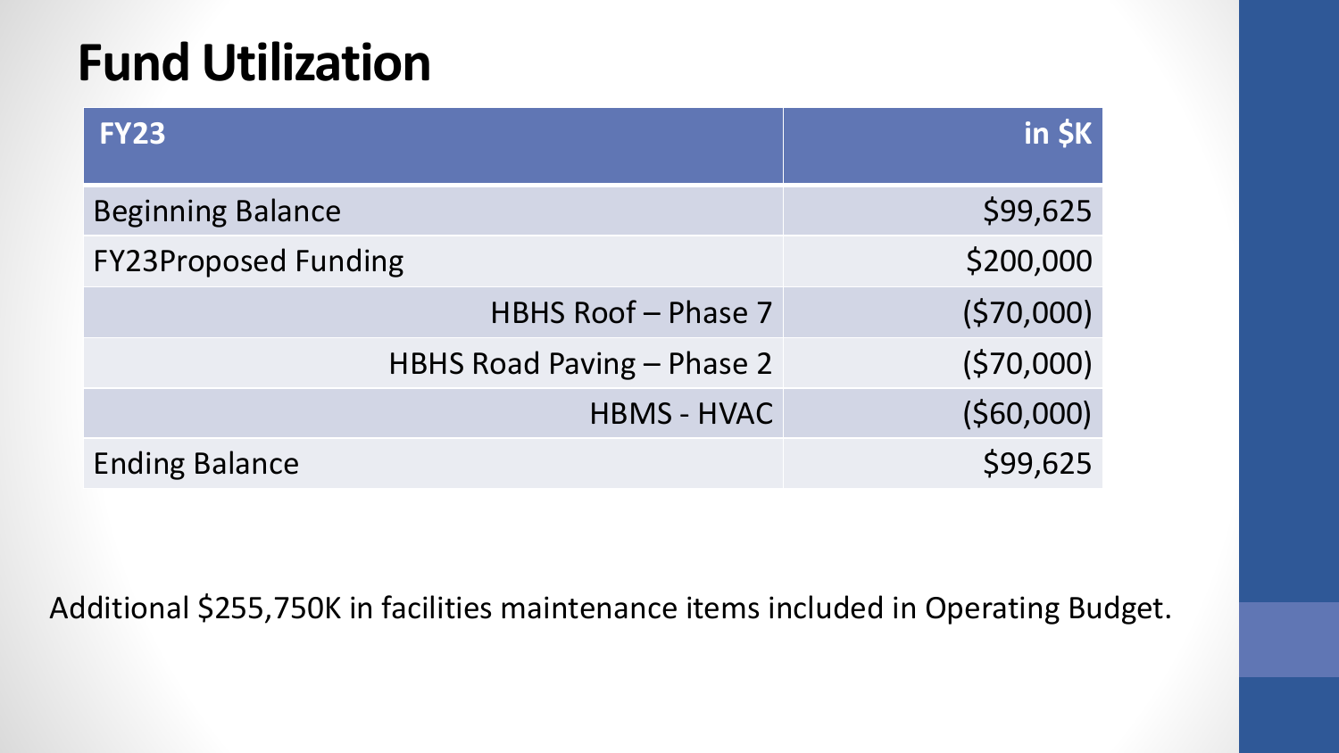# Fund Utilization

| FY23 | in $K |
| --- | ---: |
| Beginning Balance | $99,625 |
| FY23Proposed Funding | $200,000 |
| HBHS Roof – Phase 7 | ($70,000) |
| HBHS Road Paving – Phase 2 | ($70,000) |
| HBMS - HVAC | ($60,000) |
| Ending Balance | $99,625 |

Additional $255,750K in facilities maintenance items included in Operating Budget.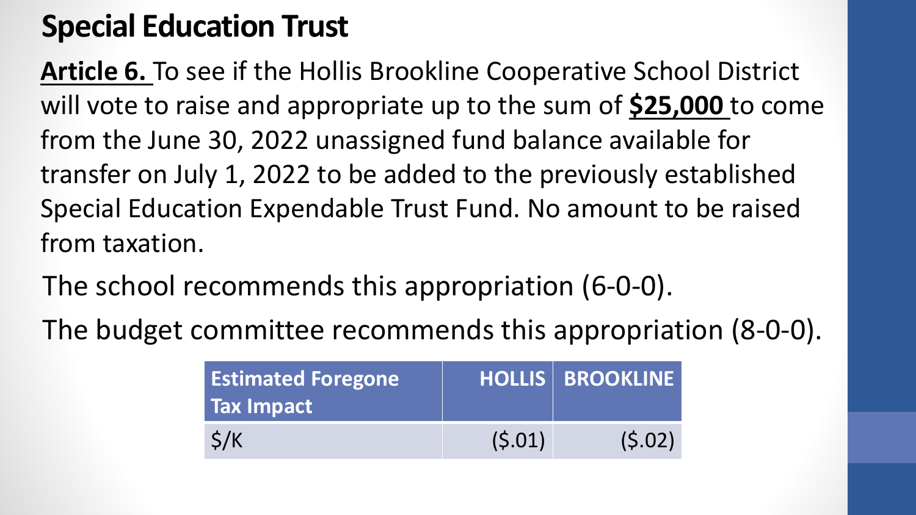# Special Education Trust

**Article 6.** To see if the Hollis Brookline Cooperative School District will vote to raise and appropriate up to the sum of **$25,000** to come from the June 30, 2022 unassigned fund balance available for transfer on July 1, 2022 to be added to the previously established Special Education Expendable Trust Fund. No amount to be raised from taxation.

The school recommends this appropriation (6-0-0).

The budget committee recommends this appropriation (8-0-0).

| Estimated Foregone Tax Impact | HOLLIS | BROOKLINE |
|---|---|---|
| $/K | ($.01) | ($.02) |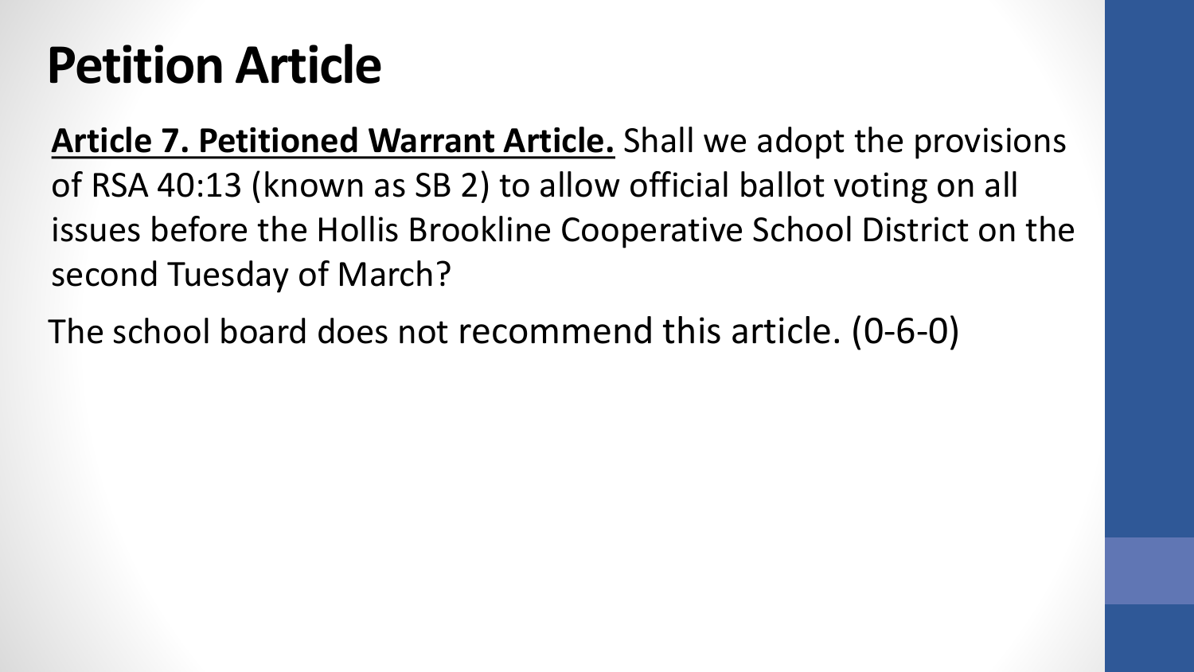# Petition Article

**Article 7. Petitioned Warrant Article.** Shall we adopt the provisions of RSA 40:13 (known as SB 2) to allow official ballot voting on all issues before the Hollis Brookline Cooperative School District on the second Tuesday of March?

The school board does not recommend this article. (0-6-0)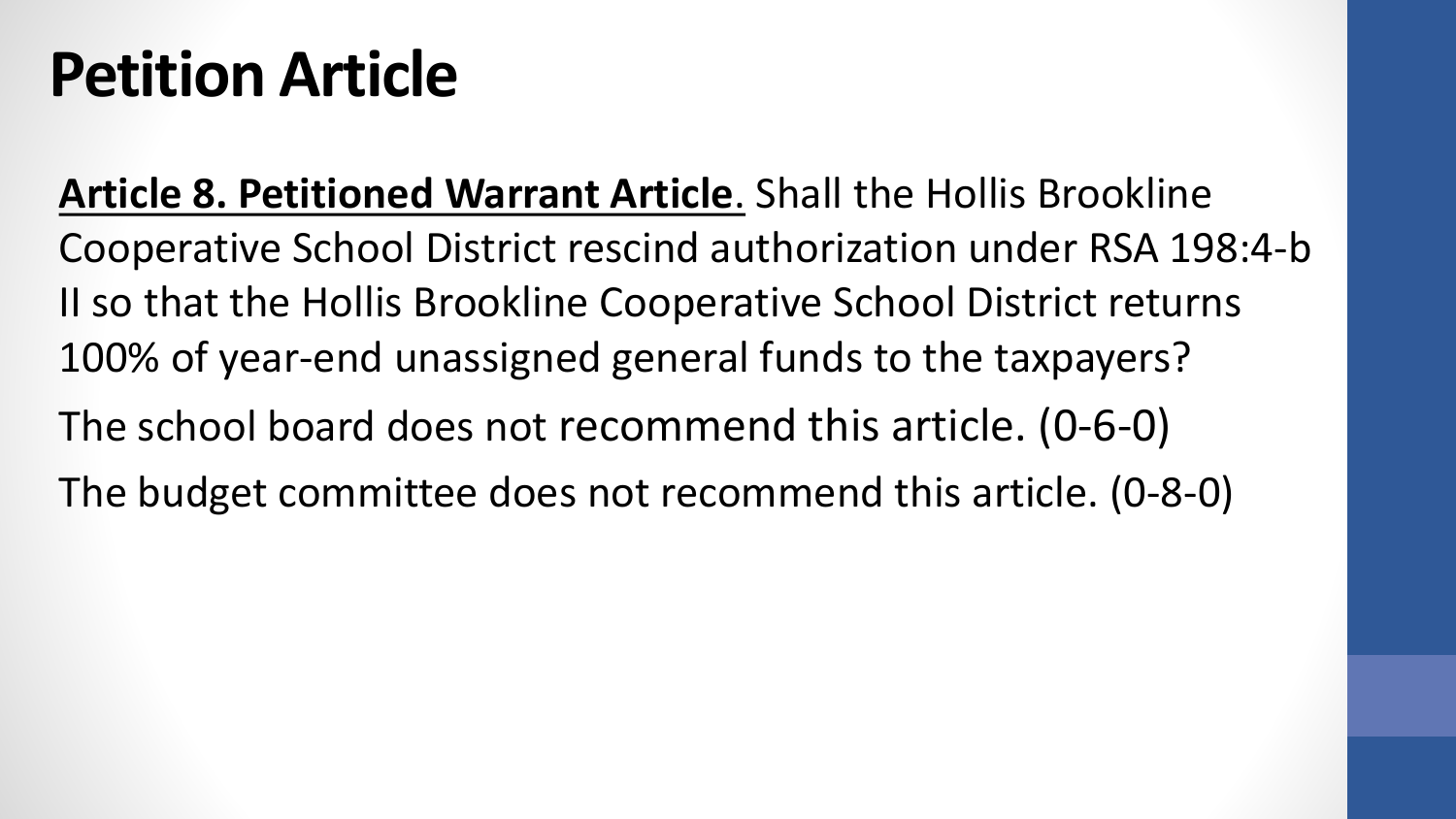# Petition Article

**<u>Article 8. Petitioned Warrant Article</u>**. Shall the Hollis Brookline Cooperative School District rescind authorization under RSA 198:4-b II so that the Hollis Brookline Cooperative School District returns 100% of year-end unassigned general funds to the taxpayers?

The school board does not recommend this article. (0-6-0)

The budget committee does not recommend this article. (0-8-0)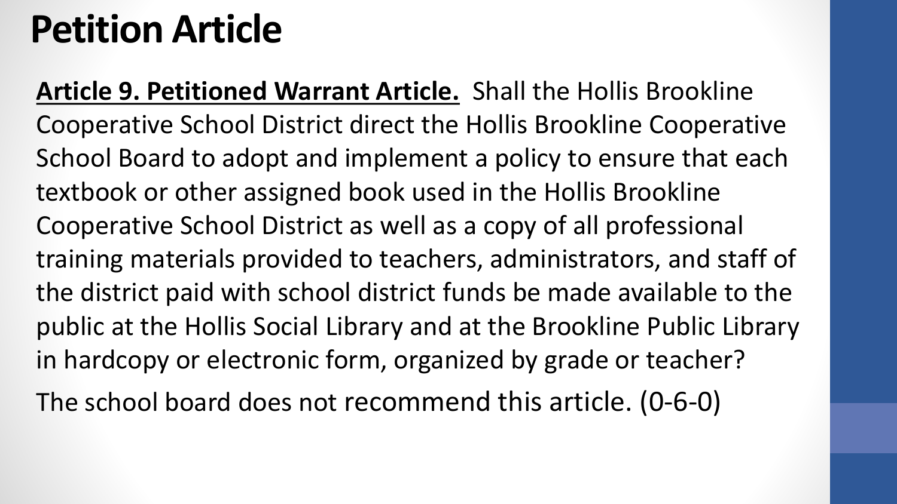# Petition Article

**Article 9. Petitioned Warrant Article.** Shall the Hollis Brookline Cooperative School District direct the Hollis Brookline Cooperative School Board to adopt and implement a policy to ensure that each textbook or other assigned book used in the Hollis Brookline Cooperative School District as well as a copy of all professional training materials provided to teachers, administrators, and staff of the district paid with school district funds be made available to the public at the Hollis Social Library and at the Brookline Public Library in hardcopy or electronic form, organized by grade or teacher?

The school board does not recommend this article. (0-6-0)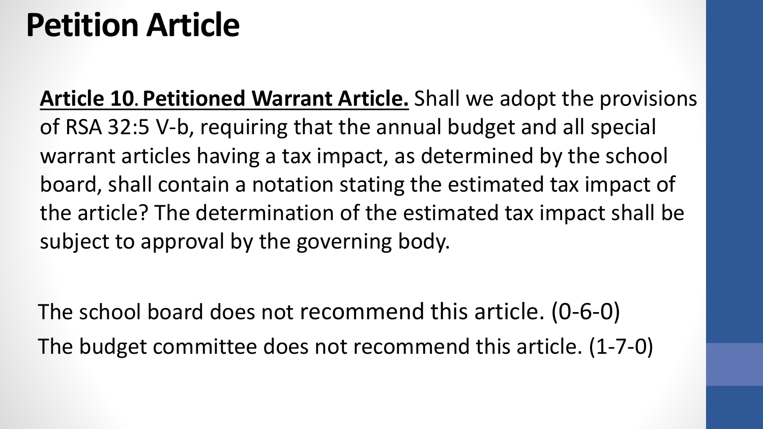# Petition Article

**Article 10. Petitioned Warrant Article.** Shall we adopt the provisions of RSA 32:5 V-b, requiring that the annual budget and all special warrant articles having a tax impact, as determined by the school board, shall contain a notation stating the estimated tax impact of the article? The determination of the estimated tax impact shall be subject to approval by the governing body.

The school board does not recommend this article. (0-6-0)

The budget committee does not recommend this article. (1-7-0)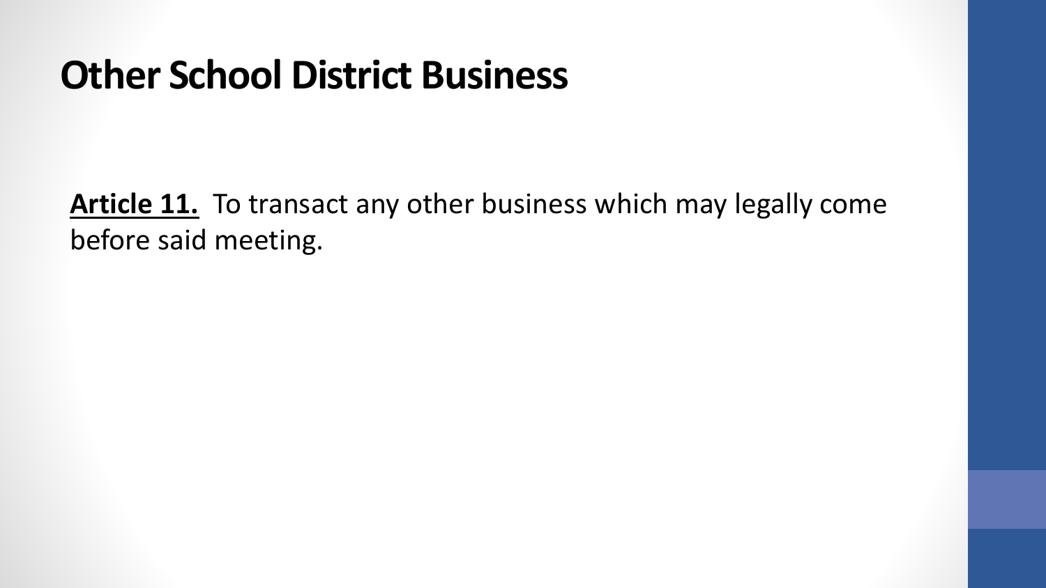# Other School District Business

**Article 11.** To transact any other business which may legally come before said meeting.